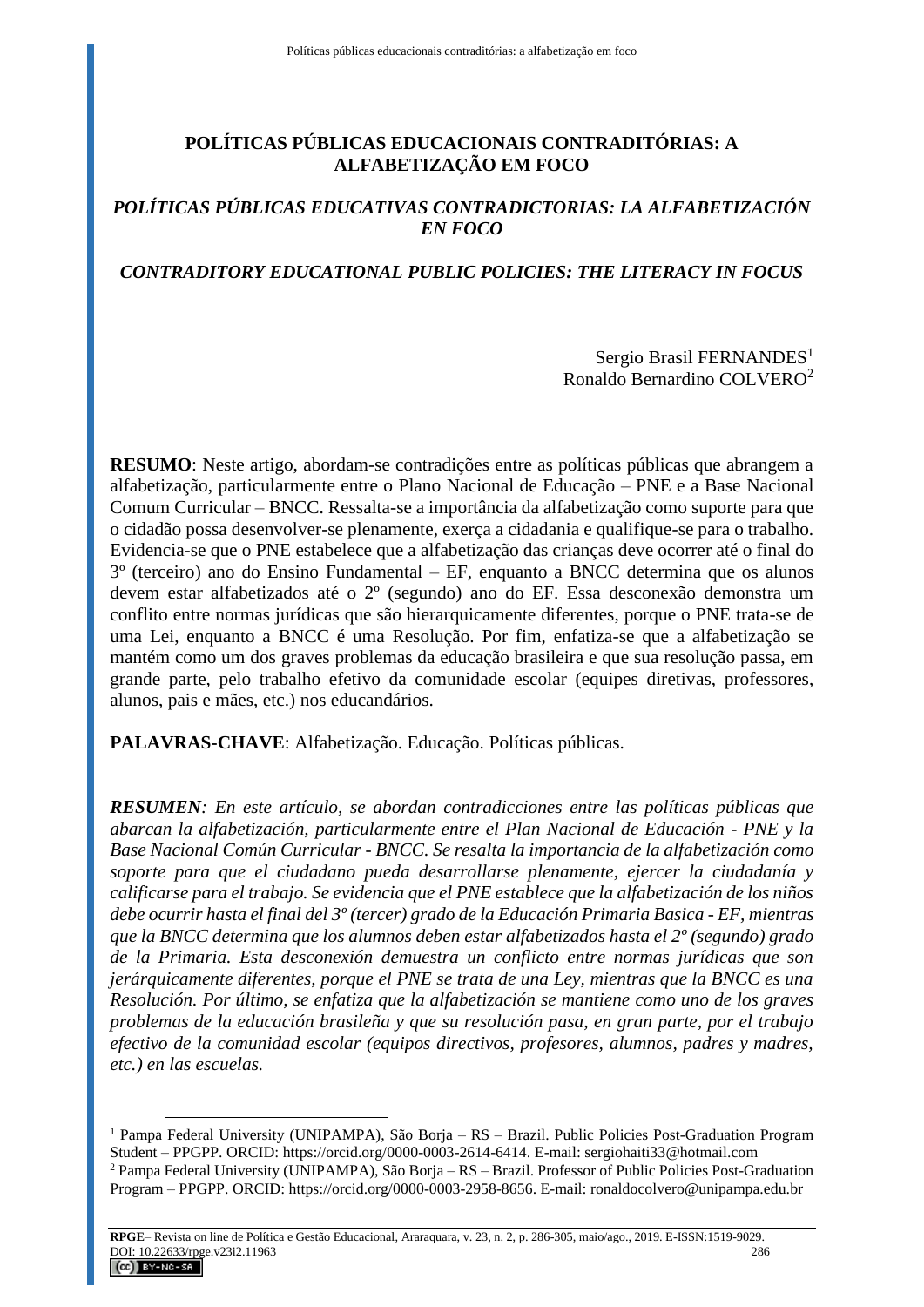# POLÍTICAS PÚBLICAS EDUCACIONAIS CONTRADITÓRIAS: A ALFABETIZAÇÃO EM FOCO

## *POLÍTICAS PÚBLICAS EDUCATIVAS CONTRADICTORIAS: LA ALFABETIZACIÓN EN FOCO*

## *CONTRADITORY EDUCATIONAL PUBLIC POLICIES: THE LITERACY IN FOCUS*

Sergio Brasil FERNANDES[1]
Ronaldo Bernardino COLVERO[2]

**RESUMO**: Neste artigo, abordam-se contradições entre as políticas públicas que abrangem a alfabetização, particularmente entre o Plano Nacional de Educação – PNE e a Base Nacional Comum Curricular – BNCC. Ressalta-se a importância da alfabetização como suporte para que o cidadão possa desenvolver-se plenamente, exerça a cidadania e qualifique-se para o trabalho. Evidencia-se que o PNE estabelece que a alfabetização das crianças deve ocorrer até o final do 3º (terceiro) ano do Ensino Fundamental – EF, enquanto a BNCC determina que os alunos devem estar alfabetizados até o 2º (segundo) ano do EF. Essa desconexão demonstra um conflito entre normas jurídicas que são hierarquicamente diferentes, porque o PNE trata-se de uma Lei, enquanto a BNCC é uma Resolução. Por fim, enfatiza-se que a alfabetização se mantém como um dos graves problemas da educação brasileira e que sua resolução passa, em grande parte, pelo trabalho efetivo da comunidade escolar (equipes diretivas, professores, alunos, pais e mães, etc.) nos educandários.

**PALAVRAS-CHAVE**: Alfabetização. Educação. Políticas públicas.

***RESUMEN**: En este artículo, se abordan contradicciones entre las políticas públicas que abarcan la alfabetización, particularmente entre el Plan Nacional de Educación - PNE y la Base Nacional Común Curricular - BNCC. Se resalta la importancia de la alfabetización como soporte para que el ciudadano pueda desarrollarse plenamente, ejercer la ciudadanía y calificarse para el trabajo. Se evidencia que el PNE establece que la alfabetización de los niños debe ocurrir hasta el final del 3º (tercer) grado de la Educación Primaria Basica - EF, mientras que la BNCC determina que los alumnos deben estar alfabetizados hasta el 2º (segundo) grado de la Primaria. Esta desconexión demuestra un conflicto entre normas jurídicas que son jerárquicamente diferentes, porque el PNE se trata de una Ley, mientras que la BNCC es una Resolución. Por último, se enfatiza que la alfabetización se mantiene como uno de los graves problemas de la educación brasileña y que su resolución pasa, en gran parte, por el trabajo efectivo de la comunidad escolar (equipos directivos, profesores, alumnos, padres y madres, etc.) en las escuelas.*

---

[1] Pampa Federal University (UNIPAMPA), São Borja – RS – Brazil. Public Policies Post-Graduation Program Student – PPGPP. ORCID: https://orcid.org/0000-0003-2614-6414. E-mail: sergiohaiti33@hotmail.com

[2] Pampa Federal University (UNIPAMPA), São Borja – RS – Brazil. Professor of Public Policies Post-Graduation Program – PPGPP. ORCID: https://orcid.org/0000-0003-2958-8656. E-mail: ronaldocolvero@unipampa.edu.br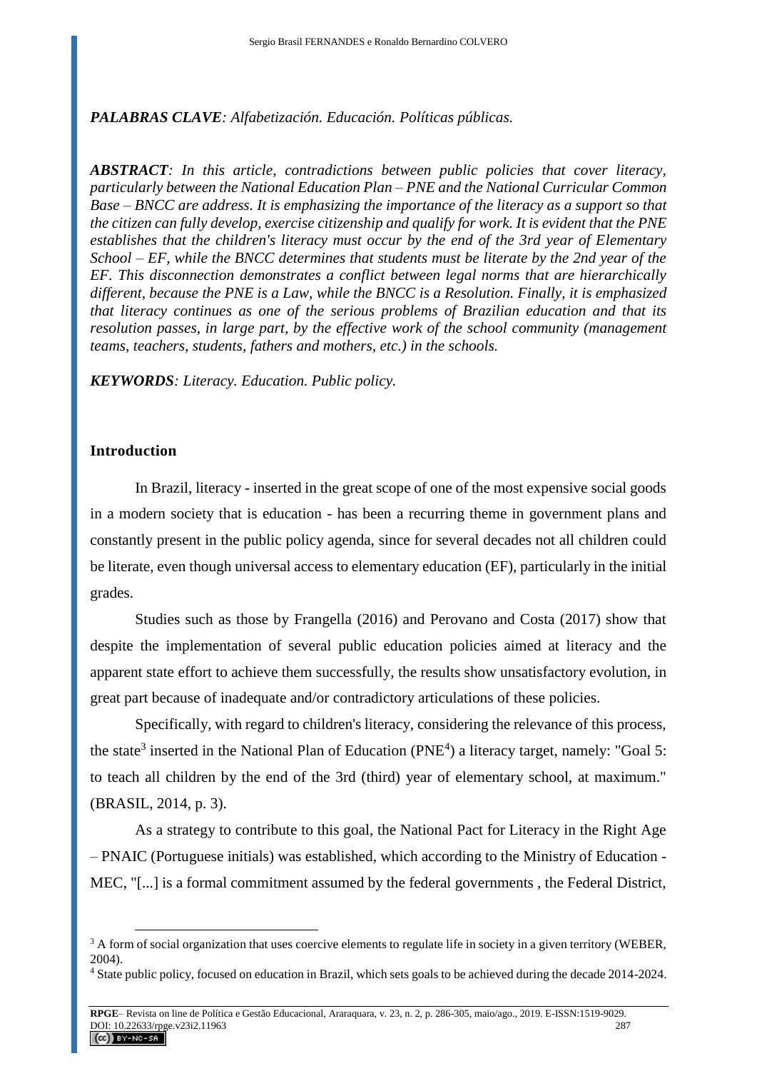***PALABRAS CLAVE**: Alfabetización. Educación. Políticas públicas.*

***ABSTRACT**: In this article, contradictions between public policies that cover literacy, particularly between the National Education Plan – PNE and the National Curricular Common Base – BNCC are address. It is emphasizing the importance of the literacy as a support so that the citizen can fully develop, exercise citizenship and qualify for work. It is evident that the PNE establishes that the children's literacy must occur by the end of the 3rd year of Elementary School – EF, while the BNCC determines that students must be literate by the 2nd year of the EF. This disconnection demonstrates a conflict between legal norms that are hierarchically different, because the PNE is a Law, while the BNCC is a Resolution. Finally, it is emphasized that literacy continues as one of the serious problems of Brazilian education and that its resolution passes, in large part, by the effective work of the school community (management teams, teachers, students, fathers and mothers, etc.) in the schools.*

***KEYWORDS**: Literacy. Education. Public policy.*

## Introduction

In Brazil, literacy - inserted in the great scope of one of the most expensive social goods in a modern society that is education - has been a recurring theme in government plans and constantly present in the public policy agenda, since for several decades not all children could be literate, even though universal access to elementary education (EF), particularly in the initial grades.

Studies such as those by Frangella (2016) and Perovano and Costa (2017) show that despite the implementation of several public education policies aimed at literacy and the apparent state effort to achieve them successfully, the results show unsatisfactory evolution, in great part because of inadequate and/or contradictory articulations of these policies.

Specifically, with regard to children's literacy, considering the relevance of this process, the state[3] inserted in the National Plan of Education (PNE[4]) a literacy target, namely: "Goal 5: to teach all children by the end of the 3rd (third) year of elementary school, at maximum." (BRASIL, 2014, p. 3).

As a strategy to contribute to this goal, the National Pact for Literacy in the Right Age – PNAIC (Portuguese initials) was established, which according to the Ministry of Education - MEC, "[...] is a formal commitment assumed by the federal governments , the Federal District,

[3] A form of social organization that uses coercive elements to regulate life in society in a given territory (WEBER, 2004).

[4] State public policy, focused on education in Brazil, which sets goals to be achieved during the decade 2014-2024.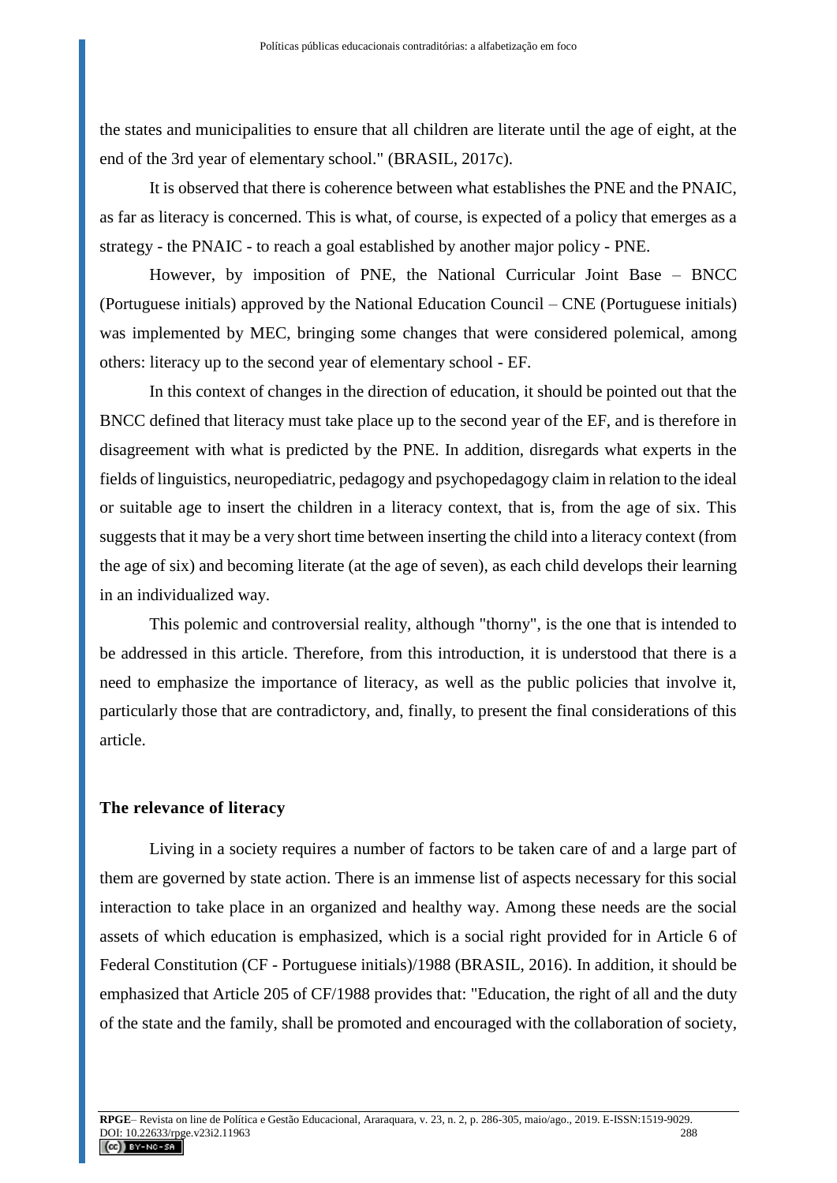the states and municipalities to ensure that all children are literate until the age of eight, at the end of the 3rd year of elementary school." (BRASIL, 2017c).

It is observed that there is coherence between what establishes the PNE and the PNAIC, as far as literacy is concerned. This is what, of course, is expected of a policy that emerges as a strategy - the PNAIC - to reach a goal established by another major policy - PNE.

However, by imposition of PNE, the National Curricular Joint Base – BNCC (Portuguese initials) approved by the National Education Council – CNE (Portuguese initials) was implemented by MEC, bringing some changes that were considered polemical, among others: literacy up to the second year of elementary school - EF.

In this context of changes in the direction of education, it should be pointed out that the BNCC defined that literacy must take place up to the second year of the EF, and is therefore in disagreement with what is predicted by the PNE. In addition, disregards what experts in the fields of linguistics, neuropediatric, pedagogy and psychopedagogy claim in relation to the ideal or suitable age to insert the children in a literacy context, that is, from the age of six. This suggests that it may be a very short time between inserting the child into a literacy context (from the age of six) and becoming literate (at the age of seven), as each child develops their learning in an individualized way.

This polemic and controversial reality, although "thorny", is the one that is intended to be addressed in this article. Therefore, from this introduction, it is understood that there is a need to emphasize the importance of literacy, as well as the public policies that involve it, particularly those that are contradictory, and, finally, to present the final considerations of this article.

## The relevance of literacy

Living in a society requires a number of factors to be taken care of and a large part of them are governed by state action. There is an immense list of aspects necessary for this social interaction to take place in an organized and healthy way. Among these needs are the social assets of which education is emphasized, which is a social right provided for in Article 6 of Federal Constitution (CF - Portuguese initials)/1988 (BRASIL, 2016). In addition, it should be emphasized that Article 205 of CF/1988 provides that: "Education, the right of all and the duty of the state and the family, shall be promoted and encouraged with the collaboration of society,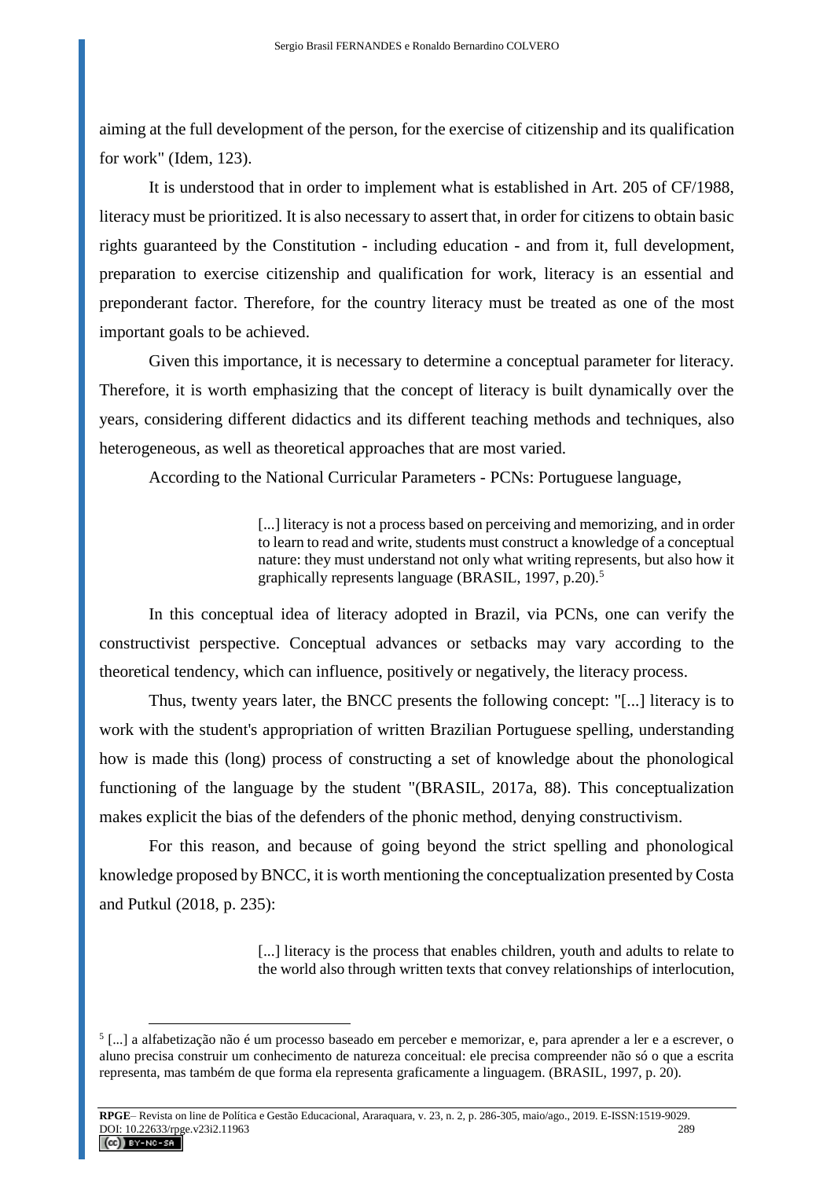aiming at the full development of the person, for the exercise of citizenship and its qualification for work" (Idem, 123).

It is understood that in order to implement what is established in Art. 205 of CF/1988, literacy must be prioritized. It is also necessary to assert that, in order for citizens to obtain basic rights guaranteed by the Constitution - including education - and from it, full development, preparation to exercise citizenship and qualification for work, literacy is an essential and preponderant factor. Therefore, for the country literacy must be treated as one of the most important goals to be achieved.

Given this importance, it is necessary to determine a conceptual parameter for literacy. Therefore, it is worth emphasizing that the concept of literacy is built dynamically over the years, considering different didactics and its different teaching methods and techniques, also heterogeneous, as well as theoretical approaches that are most varied.

According to the National Curricular Parameters - PCNs: Portuguese language,

> [...] literacy is not a process based on perceiving and memorizing, and in order to learn to read and write, students must construct a knowledge of a conceptual nature: they must understand not only what writing represents, but also how it graphically represents language (BRASIL, 1997, p.20).[5]

In this conceptual idea of literacy adopted in Brazil, via PCNs, one can verify the constructivist perspective. Conceptual advances or setbacks may vary according to the theoretical tendency, which can influence, positively or negatively, the literacy process.

Thus, twenty years later, the BNCC presents the following concept: "[...] literacy is to work with the student's appropriation of written Brazilian Portuguese spelling, understanding how is made this (long) process of constructing a set of knowledge about the phonological functioning of the language by the student "(BRASIL, 2017a, 88). This conceptualization makes explicit the bias of the defenders of the phonic method, denying constructivism.

For this reason, and because of going beyond the strict spelling and phonological knowledge proposed by BNCC, it is worth mentioning the conceptualization presented by Costa and Putkul (2018, p. 235):

> [...] literacy is the process that enables children, youth and adults to relate to the world also through written texts that convey relationships of interlocution,

---

[5] [...] a alfabetização não é um processo baseado em perceber e memorizar, e, para aprender a ler e a escrever, o aluno precisa construir um conhecimento de natureza conceitual: ele precisa compreender não só o que a escrita representa, mas também de que forma ela representa graficamente a linguagem. (BRASIL, 1997, p. 20).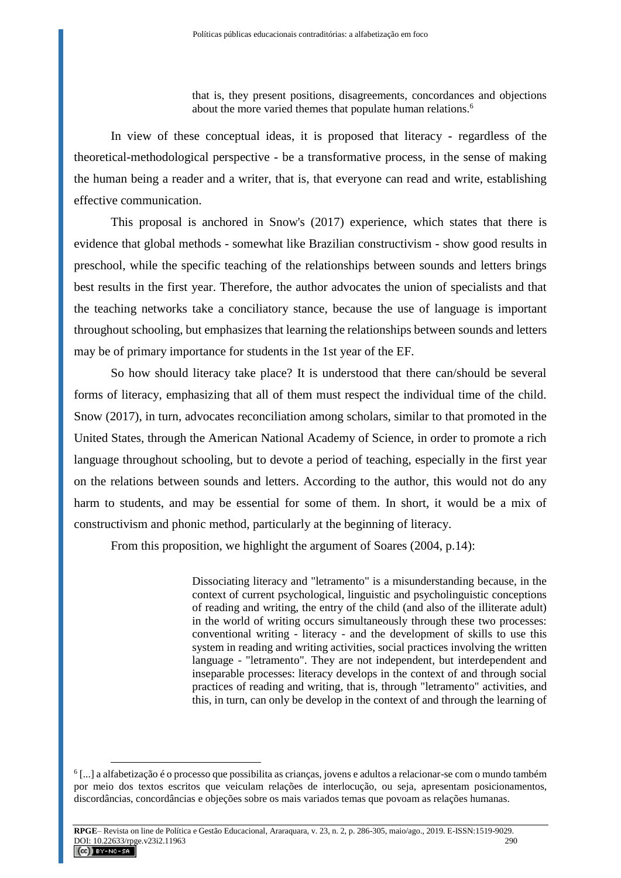> that is, they present positions, disagreements, concordances and objections about the more varied themes that populate human relations.[6]

In view of these conceptual ideas, it is proposed that literacy - regardless of the theoretical-methodological perspective - be a transformative process, in the sense of making the human being a reader and a writer, that is, that everyone can read and write, establishing effective communication.

This proposal is anchored in Snow's (2017) experience, which states that there is evidence that global methods - somewhat like Brazilian constructivism - show good results in preschool, while the specific teaching of the relationships between sounds and letters brings best results in the first year. Therefore, the author advocates the union of specialists and that the teaching networks take a conciliatory stance, because the use of language is important throughout schooling, but emphasizes that learning the relationships between sounds and letters may be of primary importance for students in the 1st year of the EF.

So how should literacy take place? It is understood that there can/should be several forms of literacy, emphasizing that all of them must respect the individual time of the child. Snow (2017), in turn, advocates reconciliation among scholars, similar to that promoted in the United States, through the American National Academy of Science, in order to promote a rich language throughout schooling, but to devote a period of teaching, especially in the first year on the relations between sounds and letters. According to the author, this would not do any harm to students, and may be essential for some of them. In short, it would be a mix of constructivism and phonic method, particularly at the beginning of literacy.

From this proposition, we highlight the argument of Soares (2004, p.14):

> Dissociating literacy and "letramento" is a misunderstanding because, in the context of current psychological, linguistic and psycholinguistic conceptions of reading and writing, the entry of the child (and also of the illiterate adult) in the world of writing occurs simultaneously through these two processes: conventional writing - literacy - and the development of skills to use this system in reading and writing activities, social practices involving the written language - "letramento". They are not independent, but interdependent and inseparable processes: literacy develops in the context of and through social practices of reading and writing, that is, through "letramento" activities, and this, in turn, can only be develop in the context of and through the learning of

---

[6] [...] a alfabetização é o processo que possibilita as crianças, jovens e adultos a relacionar-se com o mundo também por meio dos textos escritos que veiculam relações de interlocução, ou seja, apresentam posicionamentos, discordâncias, concordâncias e objeções sobre os mais variados temas que povoam as relações humanas.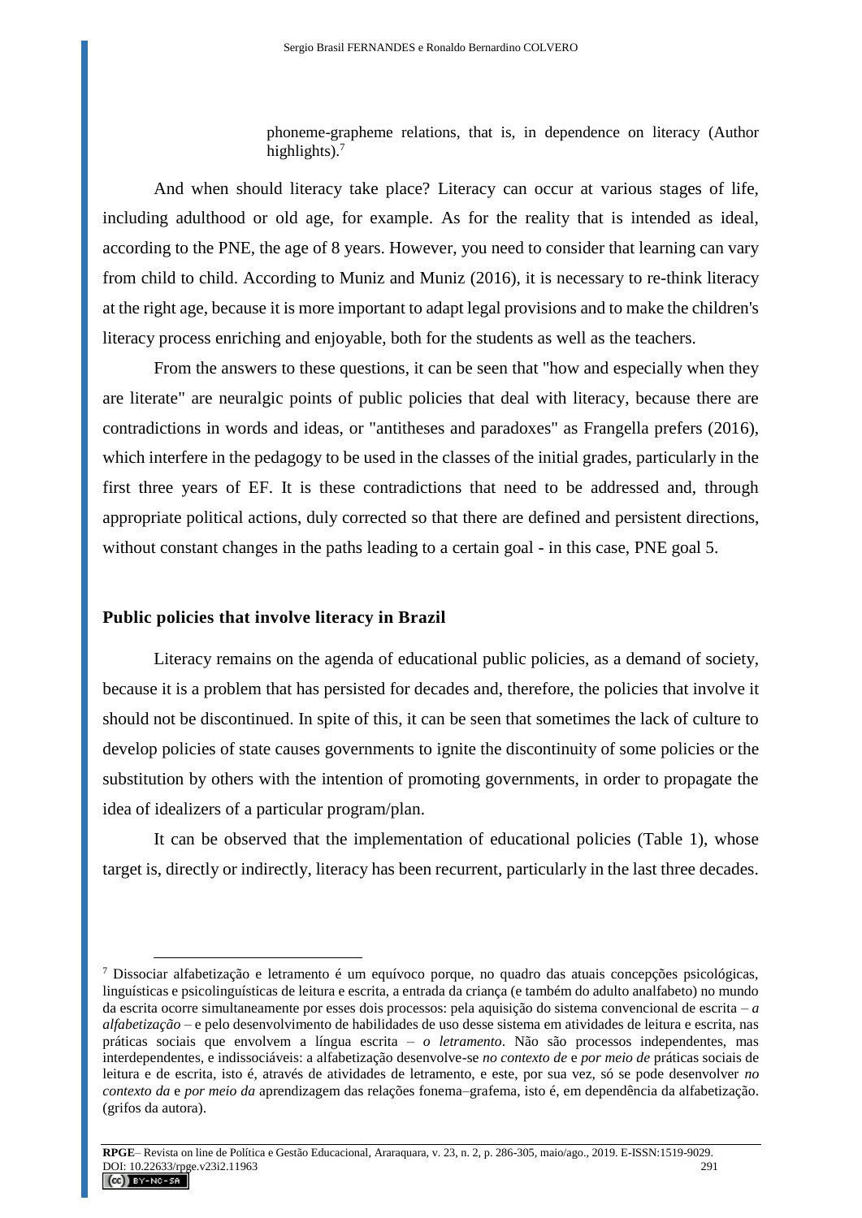> phoneme-grapheme relations, that is, in dependence on literacy (Author highlights).[7]

And when should literacy take place? Literacy can occur at various stages of life, including adulthood or old age, for example. As for the reality that is intended as ideal, according to the PNE, the age of 8 years. However, you need to consider that learning can vary from child to child. According to Muniz and Muniz (2016), it is necessary to re-think literacy at the right age, because it is more important to adapt legal provisions and to make the children's literacy process enriching and enjoyable, both for the students as well as the teachers.

From the answers to these questions, it can be seen that "how and especially when they are literate" are neuralgic points of public policies that deal with literacy, because there are contradictions in words and ideas, or "antitheses and paradoxes" as Frangella prefers (2016), which interfere in the pedagogy to be used in the classes of the initial grades, particularly in the first three years of EF. It is these contradictions that need to be addressed and, through appropriate political actions, duly corrected so that there are defined and persistent directions, without constant changes in the paths leading to a certain goal - in this case, PNE goal 5.

## Public policies that involve literacy in Brazil

Literacy remains on the agenda of educational public policies, as a demand of society, because it is a problem that has persisted for decades and, therefore, the policies that involve it should not be discontinued. In spite of this, it can be seen that sometimes the lack of culture to develop policies of state causes governments to ignite the discontinuity of some policies or the substitution by others with the intention of promoting governments, in order to propagate the idea of idealizers of a particular program/plan.

It can be observed that the implementation of educational policies (Table 1), whose target is, directly or indirectly, literacy has been recurrent, particularly in the last three decades.

---

[7] Dissociar alfabetização e letramento é um equívoco porque, no quadro das atuais concepções psicológicas, linguísticas e psicolinguísticas de leitura e escrita, a entrada da criança (e também do adulto analfabeto) no mundo da escrita ocorre simultaneamente por esses dois processos: pela aquisição do sistema convencional de escrita – *a alfabetização* – e pelo desenvolvimento de habilidades de uso desse sistema em atividades de leitura e escrita, nas práticas sociais que envolvem a língua escrita – *o letramento*. Não são processos independentes, mas interdependentes, e indissociáveis: a alfabetização desenvolve-se *no contexto de* e *por meio de* práticas sociais de leitura e de escrita, isto é, através de atividades de letramento, e este, por sua vez, só se pode desenvolver *no contexto da* e *por meio da* aprendizagem das relações fonema–grafema, isto é, em dependência da alfabetização. (grifos da autora).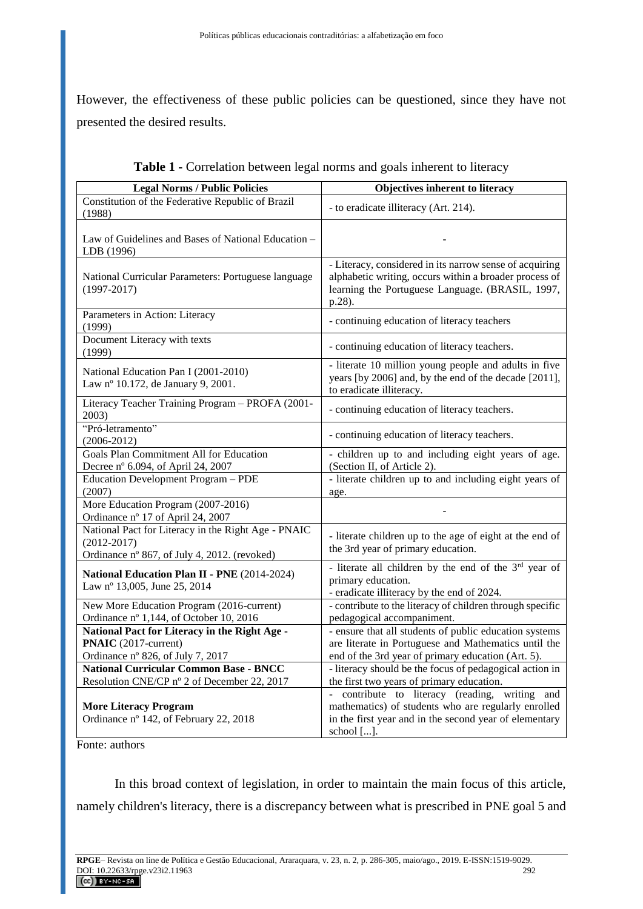However, the effectiveness of these public policies can be questioned, since they have not presented the desired results.

**Table 1** - Correlation between legal norms and goals inherent to literacy

| Legal Norms / Public Policies | Objectives inherent to literacy |
|---|---|
| Constitution of the Federative Republic of Brazil (1988) | - to eradicate illiteracy (Art. 214). |
| Law of Guidelines and Bases of National Education – LDB (1996) | - |
| National Curricular Parameters: Portuguese language (1997-2017) | - Literacy, considered in its narrow sense of acquiring alphabetic writing, occurs within a broader process of learning the Portuguese Language. (BRASIL, 1997, p.28). |
| Parameters in Action: Literacy (1999) | - continuing education of literacy teachers |
| Document Literacy with texts (1999) | - continuing education of literacy teachers. |
| National Education Pan I (2001-2010) Law nº 10.172, de January 9, 2001. | - literate 10 million young people and adults in five years [by 2006] and, by the end of the decade [2011], to eradicate illiteracy. |
| Literacy Teacher Training Program – PROFA (2001-2003) | - continuing education of literacy teachers. |
| "Pró-letramento" (2006-2012) | - continuing education of literacy teachers. |
| Goals Plan Commitment All for Education Decree nº 6.094, of April 24, 2007 | - children up to and including eight years of age. (Section II, of Article 2). |
| Education Development Program – PDE (2007) | - literate children up to and including eight years of age. |
| More Education Program (2007-2016) Ordinance nº 17 of April 24, 2007 | - |
| National Pact for Literacy in the Right Age - PNAIC (2012-2017) Ordinance nº 867, of July 4, 2012. (revoked) | - literate children up to the age of eight at the end of the 3rd year of primary education. |
| **National Education Plan II - PNE** (2014-2024) Law nº 13,005, June 25, 2014 | - literate all children by the end of the 3rd year of primary education. - eradicate illiteracy by the end of 2024. |
| New More Education Program (2016-current) Ordinance nº 1,144, of October 10, 2016 | - contribute to the literacy of children through specific pedagogical accompaniment. |
| **National Pact for Literacy in the Right Age - PNAIC** (2017-current) Ordinance nº 826, of July 7, 2017 | - ensure that all students of public education systems are literate in Portuguese and Mathematics until the end of the 3rd year of primary education (Art. 5). |
| **National Curricular Common Base - BNCC** Resolution CNE/CP nº 2 of December 22, 2017 | - literacy should be the focus of pedagogical action in the first two years of primary education. |
| **More Literacy Program** Ordinance nº 142, of February 22, 2018 | - contribute to literacy (reading, writing and mathematics) of students who are regularly enrolled in the first year and in the second year of elementary school [...]. |

Fonte: authors

In this broad context of legislation, in order to maintain the main focus of this article, namely children's literacy, there is a discrepancy between what is prescribed in PNE goal 5 and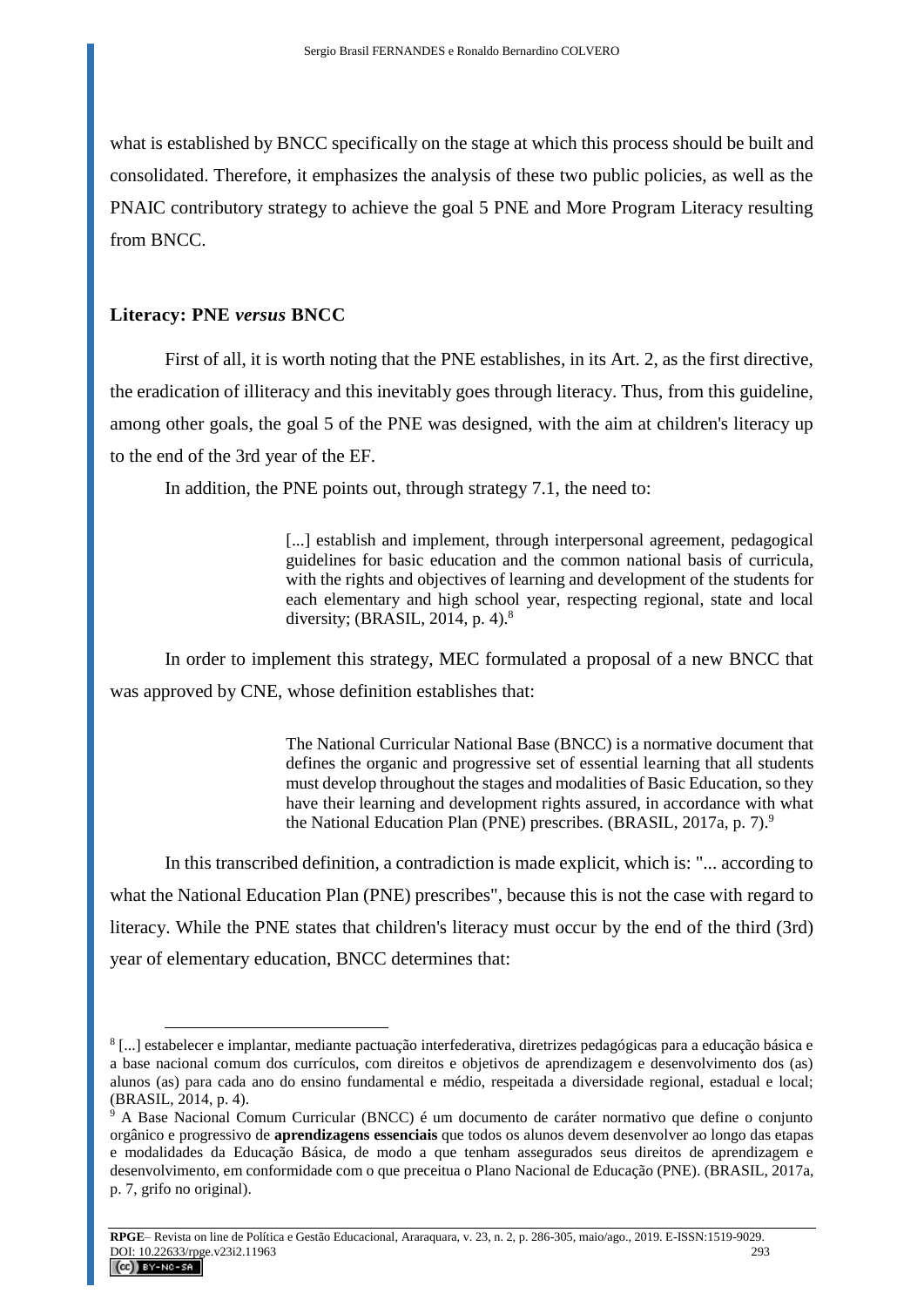what is established by BNCC specifically on the stage at which this process should be built and consolidated. Therefore, it emphasizes the analysis of these two public policies, as well as the PNAIC contributory strategy to achieve the goal 5 PNE and More Program Literacy resulting from BNCC.

## Literacy: PNE *versus* BNCC

First of all, it is worth noting that the PNE establishes, in its Art. 2, as the first directive, the eradication of illiteracy and this inevitably goes through literacy. Thus, from this guideline, among other goals, the goal 5 of the PNE was designed, with the aim at children's literacy up to the end of the 3rd year of the EF.

In addition, the PNE points out, through strategy 7.1, the need to:

> [...] establish and implement, through interpersonal agreement, pedagogical guidelines for basic education and the common national basis of curricula, with the rights and objectives of learning and development of the students for each elementary and high school year, respecting regional, state and local diversity; (BRASIL, 2014, p. 4).[8]

In order to implement this strategy, MEC formulated a proposal of a new BNCC that was approved by CNE, whose definition establishes that:

> The National Curricular National Base (BNCC) is a normative document that defines the organic and progressive set of essential learning that all students must develop throughout the stages and modalities of Basic Education, so they have their learning and development rights assured, in accordance with what the National Education Plan (PNE) prescribes. (BRASIL, 2017a, p. 7).[9]

In this transcribed definition, a contradiction is made explicit, which is: "... according to what the National Education Plan (PNE) prescribes", because this is not the case with regard to literacy. While the PNE states that children's literacy must occur by the end of the third (3rd) year of elementary education, BNCC determines that:

---

[8] [...] estabelecer e implantar, mediante pactuação interfederativa, diretrizes pedagógicas para a educação básica e a base nacional comum dos currículos, com direitos e objetivos de aprendizagem e desenvolvimento dos (as) alunos (as) para cada ano do ensino fundamental e médio, respeitada a diversidade regional, estadual e local; (BRASIL, 2014, p. 4).

[9] A Base Nacional Comum Curricular (BNCC) é um documento de caráter normativo que define o conjunto orgânico e progressivo de **aprendizagens essenciais** que todos os alunos devem desenvolver ao longo das etapas e modalidades da Educação Básica, de modo a que tenham assegurados seus direitos de aprendizagem e desenvolvimento, em conformidade com o que preceitua o Plano Nacional de Educação (PNE). (BRASIL, 2017a, p. 7, grifo no original).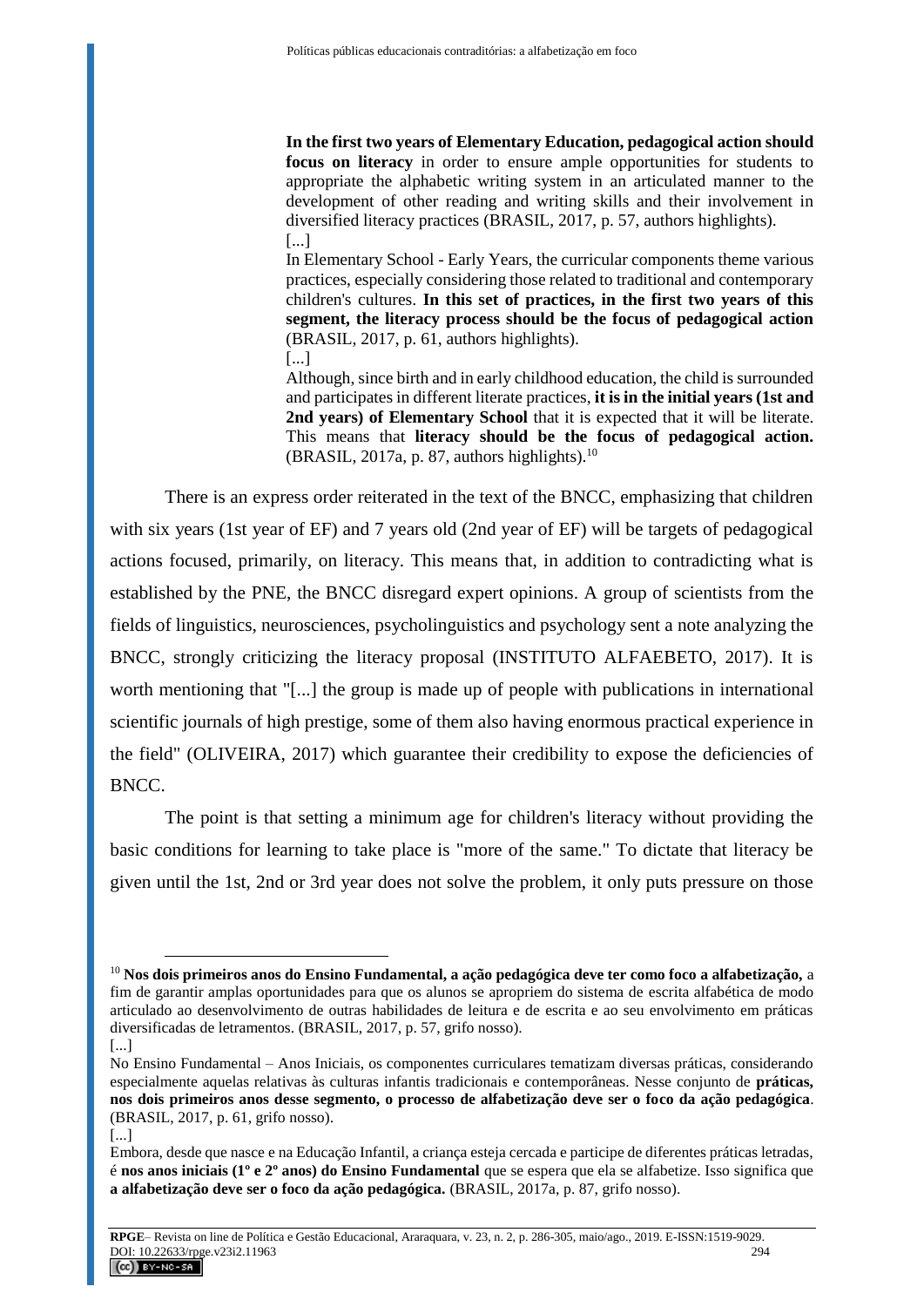> **In the first two years of Elementary Education, pedagogical action should focus on literacy** in order to ensure ample opportunities for students to appropriate the alphabetic writing system in an articulated manner to the development of other reading and writing skills and their involvement in diversified literacy practices (BRASIL, 2017, p. 57, authors highlights).
> [...]
> In Elementary School - Early Years, the curricular components theme various practices, especially considering those related to traditional and contemporary children's cultures. **In this set of practices, in the first two years of this segment, the literacy process should be the focus of pedagogical action** (BRASIL, 2017, p. 61, authors highlights).
> [...]
> Although, since birth and in early childhood education, the child is surrounded and participates in different literate practices, **it is in the initial years (1st and 2nd years) of Elementary School** that it is expected that it will be literate. This means that **literacy should be the focus of pedagogical action.** (BRASIL, 2017a, p. 87, authors highlights).[10]

There is an express order reiterated in the text of the BNCC, emphasizing that children with six years (1st year of EF) and 7 years old (2nd year of EF) will be targets of pedagogical actions focused, primarily, on literacy. This means that, in addition to contradicting what is established by the PNE, the BNCC disregard expert opinions. A group of scientists from the fields of linguistics, neurosciences, psycholinguistics and psychology sent a note analyzing the BNCC, strongly criticizing the literacy proposal (INSTITUTO ALFAEBETO, 2017). It is worth mentioning that "[...] the group is made up of people with publications in international scientific journals of high prestige, some of them also having enormous practical experience in the field" (OLIVEIRA, 2017) which guarantee their credibility to expose the deficiencies of BNCC.

The point is that setting a minimum age for children's literacy without providing the basic conditions for learning to take place is "more of the same." To dictate that literacy be given until the 1st, 2nd or 3rd year does not solve the problem, it only puts pressure on those

---

[10] **Nos dois primeiros anos do Ensino Fundamental, a ação pedagógica deve ter como foco a alfabetização,** a fim de garantir amplas oportunidades para que os alunos se apropriem do sistema de escrita alfabética de modo articulado ao desenvolvimento de outras habilidades de leitura e de escrita e ao seu envolvimento em práticas diversificadas de letramentos. (BRASIL, 2017, p. 57, grifo nosso).
[...]
No Ensino Fundamental – Anos Iniciais, os componentes curriculares tematizam diversas práticas, considerando especialmente aquelas relativas às culturas infantis tradicionais e contemporâneas. Nesse conjunto de **práticas, nos dois primeiros anos desse segmento, o processo de alfabetização deve ser o foco da ação pedagógica**. (BRASIL, 2017, p. 61, grifo nosso).
[...]
Embora, desde que nasce e na Educação Infantil, a criança esteja cercada e participe de diferentes práticas letradas, é **nos anos iniciais (1º e 2º anos) do Ensino Fundamental** que se espera que ela se alfabetize. Isso significa que **a alfabetização deve ser o foco da ação pedagógica.** (BRASIL, 2017a, p. 87, grifo nosso).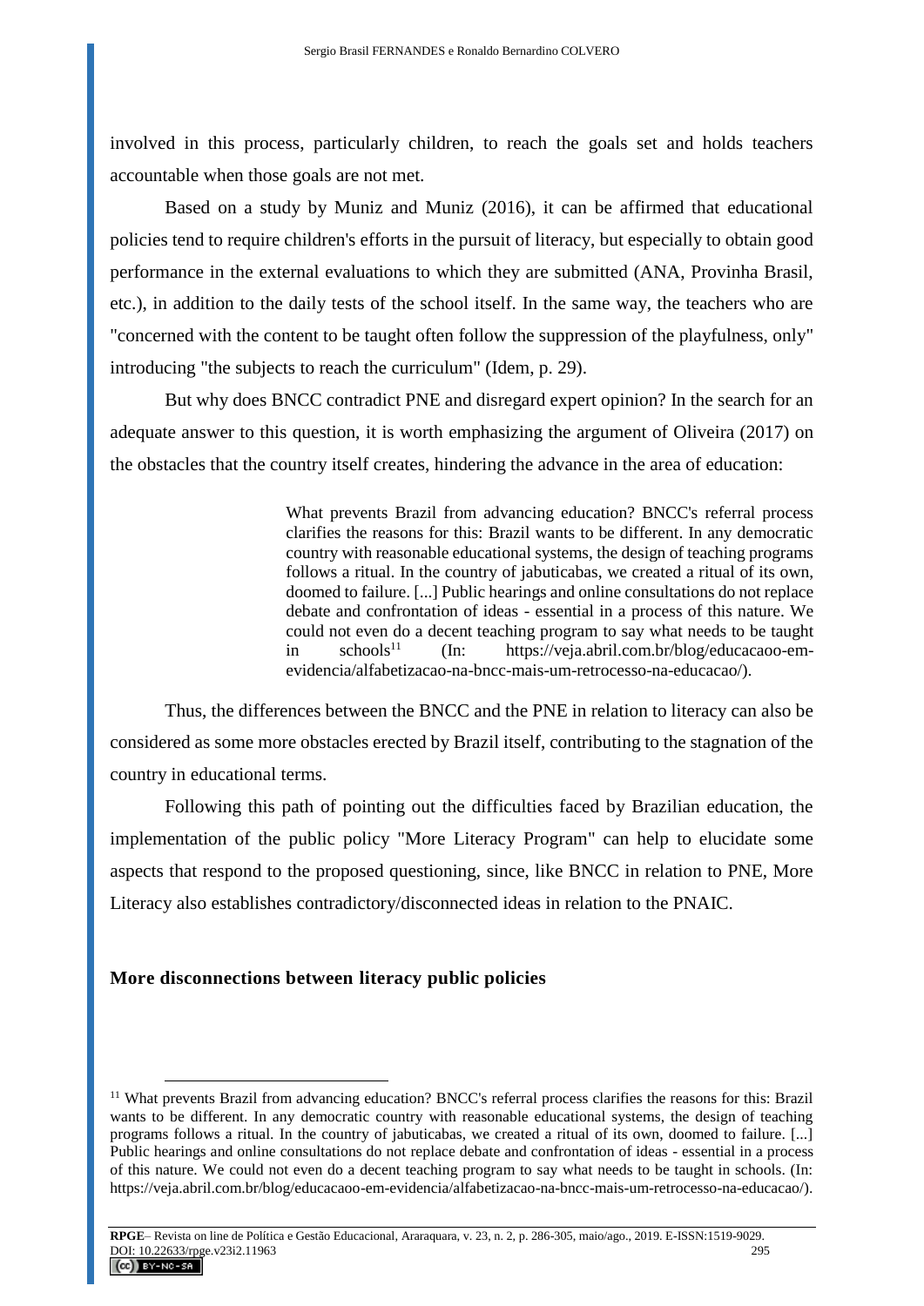involved in this process, particularly children, to reach the goals set and holds teachers accountable when those goals are not met.

Based on a study by Muniz and Muniz (2016), it can be affirmed that educational policies tend to require children's efforts in the pursuit of literacy, but especially to obtain good performance in the external evaluations to which they are submitted (ANA, Provinha Brasil, etc.), in addition to the daily tests of the school itself. In the same way, the teachers who are "concerned with the content to be taught often follow the suppression of the playfulness, only" introducing "the subjects to reach the curriculum" (Idem, p. 29).

But why does BNCC contradict PNE and disregard expert opinion? In the search for an adequate answer to this question, it is worth emphasizing the argument of Oliveira (2017) on the obstacles that the country itself creates, hindering the advance in the area of education:

> What prevents Brazil from advancing education? BNCC's referral process clarifies the reasons for this: Brazil wants to be different. In any democratic country with reasonable educational systems, the design of teaching programs follows a ritual. In the country of jabuticabas, we created a ritual of its own, doomed to failure. [...] Public hearings and online consultations do not replace debate and confrontation of ideas - essential in a process of this nature. We could not even do a decent teaching program to say what needs to be taught in schools[11] (In: https://veja.abril.com.br/blog/educacaoo-em-evidencia/alfabetizacao-na-bncc-mais-um-retrocesso-na-educacao/).

Thus, the differences between the BNCC and the PNE in relation to literacy can also be considered as some more obstacles erected by Brazil itself, contributing to the stagnation of the country in educational terms.

Following this path of pointing out the difficulties faced by Brazilian education, the implementation of the public policy "More Literacy Program" can help to elucidate some aspects that respond to the proposed questioning, since, like BNCC in relation to PNE, More Literacy also establishes contradictory/disconnected ideas in relation to the PNAIC.

## More disconnections between literacy public policies

---

[11] What prevents Brazil from advancing education? BNCC's referral process clarifies the reasons for this: Brazil wants to be different. In any democratic country with reasonable educational systems, the design of teaching programs follows a ritual. In the country of jabuticabas, we created a ritual of its own, doomed to failure. [...] Public hearings and online consultations do not replace debate and confrontation of ideas - essential in a process of this nature. We could not even do a decent teaching program to say what needs to be taught in schools. (In: https://veja.abril.com.br/blog/educacaoo-em-evidencia/alfabetizacao-na-bncc-mais-um-retrocesso-na-educacao/).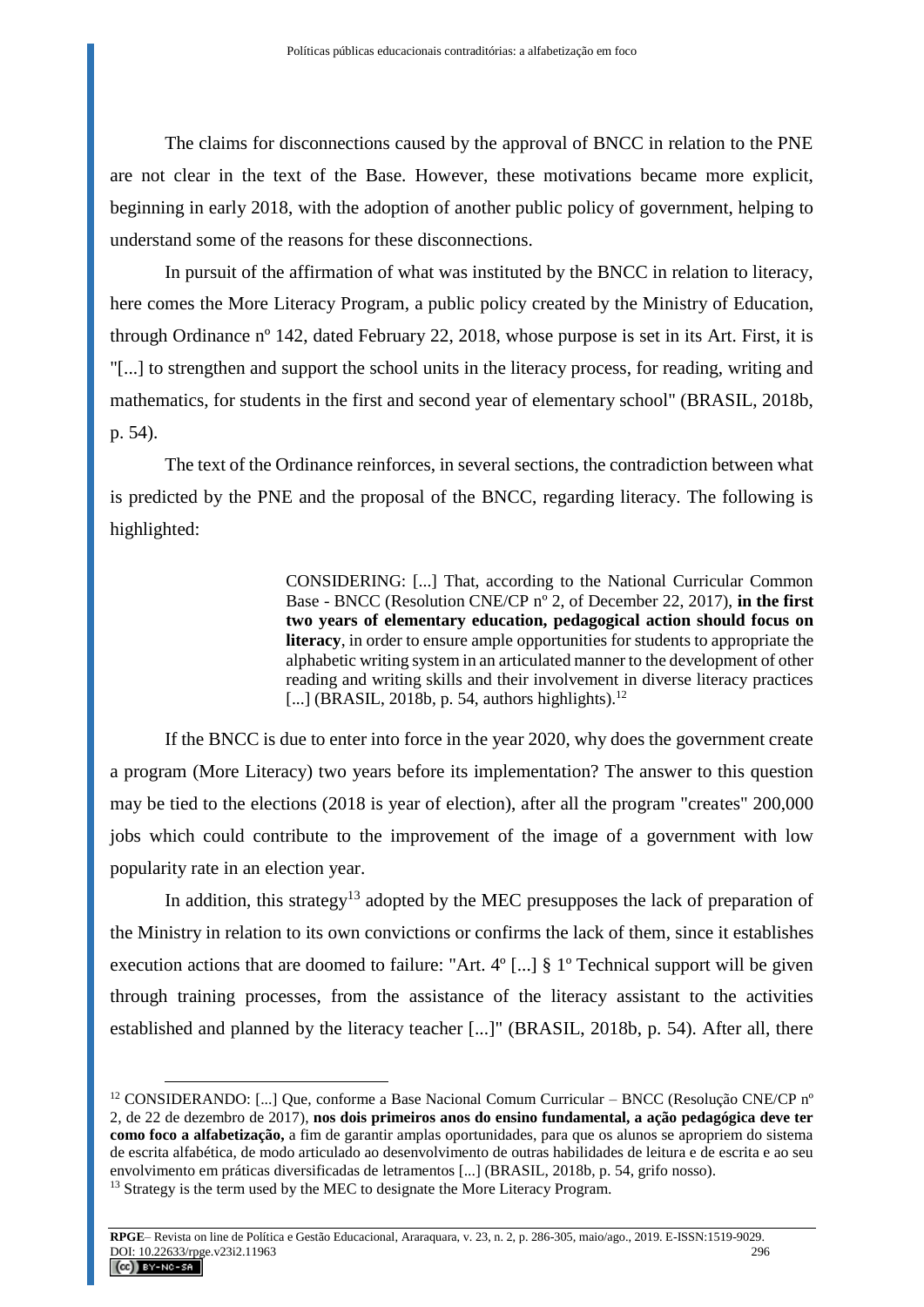The claims for disconnections caused by the approval of BNCC in relation to the PNE are not clear in the text of the Base. However, these motivations became more explicit, beginning in early 2018, with the adoption of another public policy of government, helping to understand some of the reasons for these disconnections.

In pursuit of the affirmation of what was instituted by the BNCC in relation to literacy, here comes the More Literacy Program, a public policy created by the Ministry of Education, through Ordinance nº 142, dated February 22, 2018, whose purpose is set in its Art. First, it is "[...] to strengthen and support the school units in the literacy process, for reading, writing and mathematics, for students in the first and second year of elementary school" (BRASIL, 2018b, p. 54).

The text of the Ordinance reinforces, in several sections, the contradiction between what is predicted by the PNE and the proposal of the BNCC, regarding literacy. The following is highlighted:

> CONSIDERING: [...] That, according to the National Curricular Common Base - BNCC (Resolution CNE/CP nº 2, of December 22, 2017), **in the first two years of elementary education, pedagogical action should focus on literacy**, in order to ensure ample opportunities for students to appropriate the alphabetic writing system in an articulated manner to the development of other reading and writing skills and their involvement in diverse literacy practices [...] (BRASIL, 2018b, p. 54, authors highlights).[12]

If the BNCC is due to enter into force in the year 2020, why does the government create a program (More Literacy) two years before its implementation? The answer to this question may be tied to the elections (2018 is year of election), after all the program "creates" 200,000 jobs which could contribute to the improvement of the image of a government with low popularity rate in an election year.

In addition, this strategy[13] adopted by the MEC presupposes the lack of preparation of the Ministry in relation to its own convictions or confirms the lack of them, since it establishes execution actions that are doomed to failure: "Art. 4º [...] § 1º Technical support will be given through training processes, from the assistance of the literacy assistant to the activities established and planned by the literacy teacher [...]" (BRASIL, 2018b, p. 54). After all, there

---

[12] CONSIDERANDO: [...] Que, conforme a Base Nacional Comum Curricular – BNCC (Resolução CNE/CP nº 2, de 22 de dezembro de 2017), **nos dois primeiros anos do ensino fundamental, a ação pedagógica deve ter como foco a alfabetização,** a fim de garantir amplas oportunidades, para que os alunos se apropriem do sistema de escrita alfabética, de modo articulado ao desenvolvimento de outras habilidades de leitura e de escrita e ao seu envolvimento em práticas diversificadas de letramentos [...] (BRASIL, 2018b, p. 54, grifo nosso).

[13] Strategy is the term used by the MEC to designate the More Literacy Program.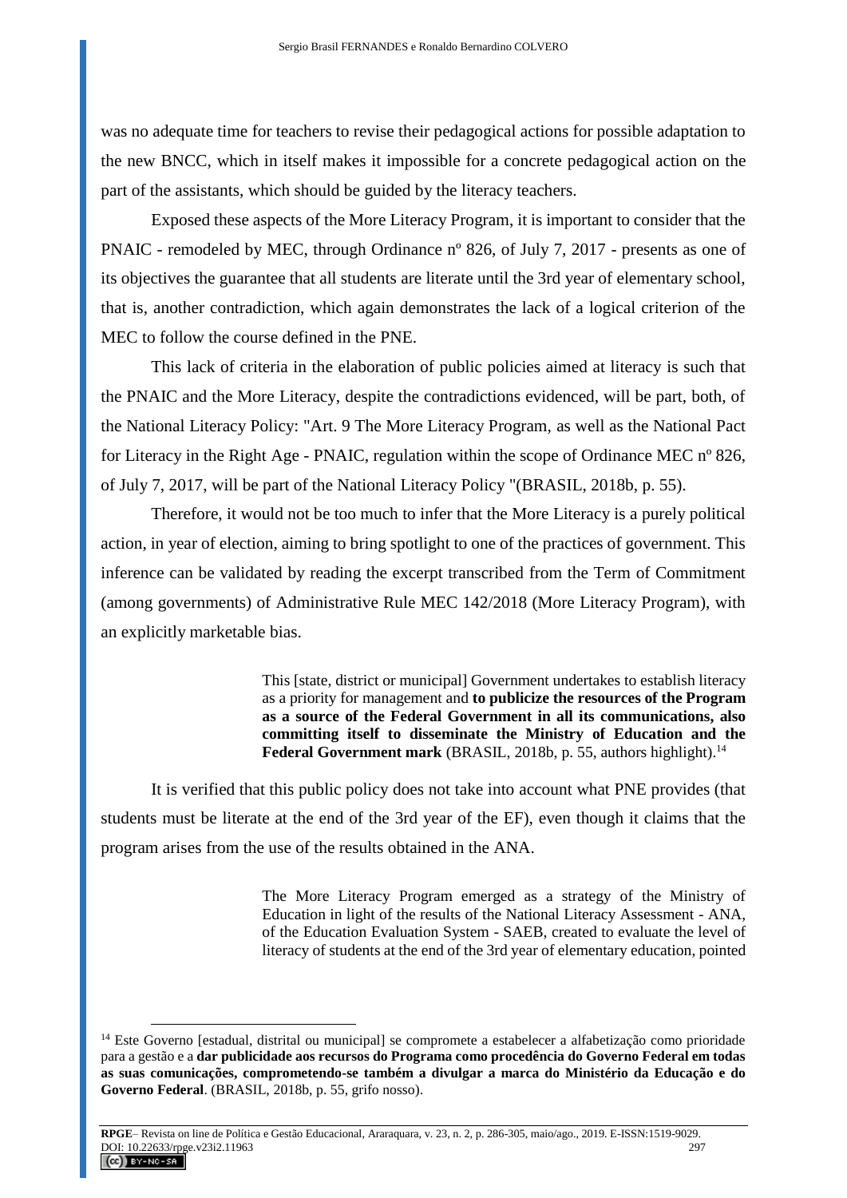was no adequate time for teachers to revise their pedagogical actions for possible adaptation to the new BNCC, which in itself makes it impossible for a concrete pedagogical action on the part of the assistants, which should be guided by the literacy teachers.

Exposed these aspects of the More Literacy Program, it is important to consider that the PNAIC - remodeled by MEC, through Ordinance nº 826, of July 7, 2017 - presents as one of its objectives the guarantee that all students are literate until the 3rd year of elementary school, that is, another contradiction, which again demonstrates the lack of a logical criterion of the MEC to follow the course defined in the PNE.

This lack of criteria in the elaboration of public policies aimed at literacy is such that the PNAIC and the More Literacy, despite the contradictions evidenced, will be part, both, of the National Literacy Policy: "Art. 9 The More Literacy Program, as well as the National Pact for Literacy in the Right Age - PNAIC, regulation within the scope of Ordinance MEC nº 826, of July 7, 2017, will be part of the National Literacy Policy "(BRASIL, 2018b, p. 55).

Therefore, it would not be too much to infer that the More Literacy is a purely political action, in year of election, aiming to bring spotlight to one of the practices of government. This inference can be validated by reading the excerpt transcribed from the Term of Commitment (among governments) of Administrative Rule MEC 142/2018 (More Literacy Program), with an explicitly marketable bias.

> This [state, district or municipal] Government undertakes to establish literacy as a priority for management and **to publicize the resources of the Program as a source of the Federal Government in all its communications, also committing itself to disseminate the Ministry of Education and the Federal Government mark** (BRASIL, 2018b, p. 55, authors highlight).[14]

It is verified that this public policy does not take into account what PNE provides (that students must be literate at the end of the 3rd year of the EF), even though it claims that the program arises from the use of the results obtained in the ANA.

> The More Literacy Program emerged as a strategy of the Ministry of Education in light of the results of the National Literacy Assessment - ANA, of the Education Evaluation System - SAEB, created to evaluate the level of literacy of students at the end of the 3rd year of elementary education, pointed

[14] Este Governo [estadual, distrital ou municipal] se compromete a estabelecer a alfabetização como prioridade para a gestão e a **dar publicidade aos recursos do Programa como procedência do Governo Federal em todas as suas comunicações, comprometendo-se também a divulgar a marca do Ministério da Educação e do Governo Federal**. (BRASIL, 2018b, p. 55, grifo nosso).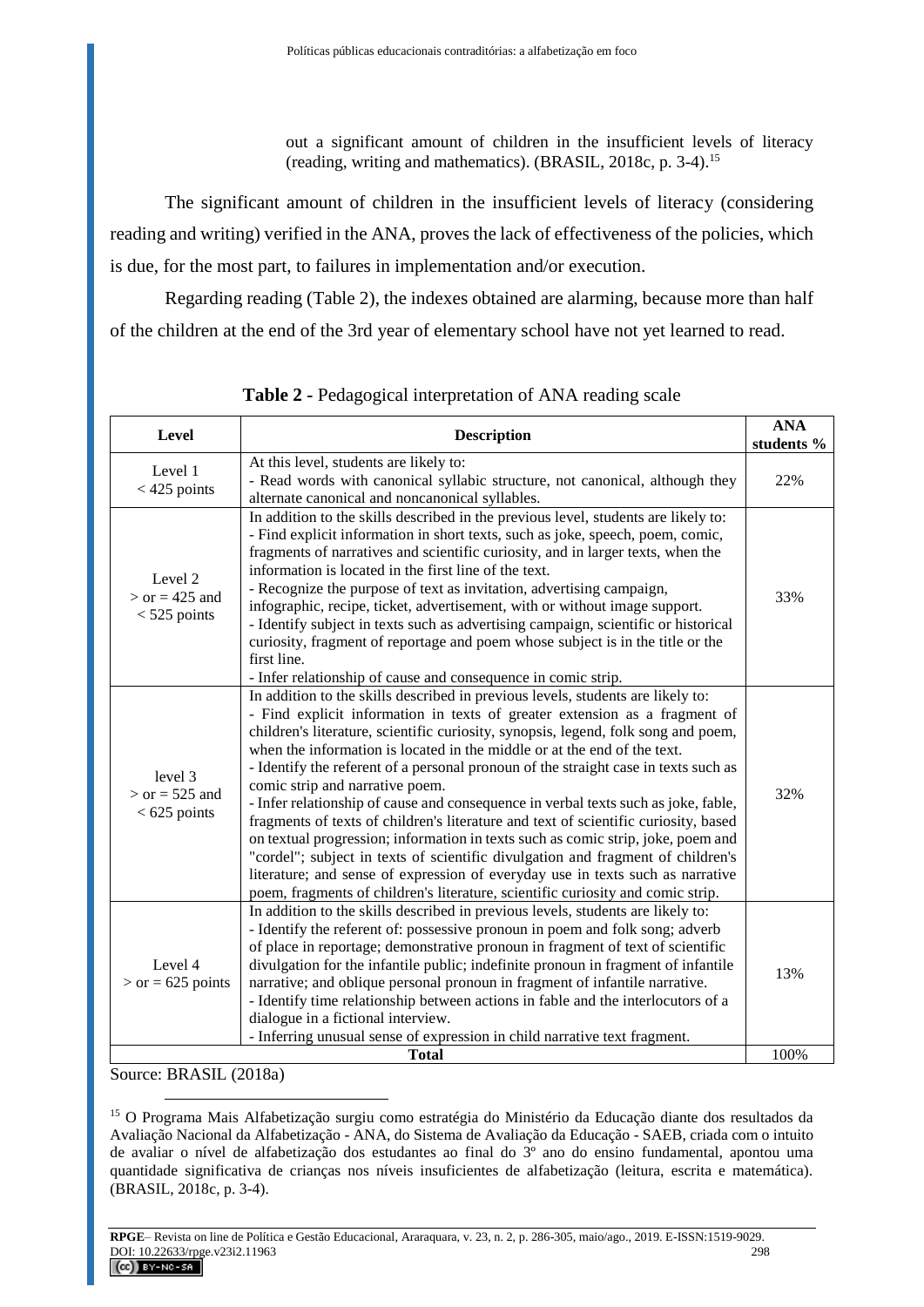> out a significant amount of children in the insufficient levels of literacy (reading, writing and mathematics). (BRASIL, 2018c, p. 3-4).[15]

The significant amount of children in the insufficient levels of literacy (considering reading and writing) verified in the ANA, proves the lack of effectiveness of the policies, which is due, for the most part, to failures in implementation and/or execution.

Regarding reading (Table 2), the indexes obtained are alarming, because more than half of the children at the end of the 3rd year of elementary school have not yet learned to read.

**Table 2 -** Pedagogical interpretation of ANA reading scale

| Level | Description | ANA students % |
|---|---|---|
| Level 1 < 425 points | At this level, students are likely to:<br>- Read words with canonical syllabic structure, not canonical, although they alternate canonical and noncanonical syllables. | 22% |
| Level 2 > or = 425 and < 525 points | In addition to the skills described in the previous level, students are likely to:<br>- Find explicit information in short texts, such as joke, speech, poem, comic, fragments of narratives and scientific curiosity, and in larger texts, when the information is located in the first line of the text.<br>- Recognize the purpose of text as invitation, advertising campaign, infographic, recipe, ticket, advertisement, with or without image support.<br>- Identify subject in texts such as advertising campaign, scientific or historical curiosity, fragment of reportage and poem whose subject is in the title or the first line.<br>- Infer relationship of cause and consequence in comic strip. | 33% |
| level 3 > or = 525 and < 625 points | In addition to the skills described in previous levels, students are likely to:<br>- Find explicit information in texts of greater extension as a fragment of children's literature, scientific curiosity, synopsis, legend, folk song and poem, when the information is located in the middle or at the end of the text.<br>- Identify the referent of a personal pronoun of the straight case in texts such as comic strip and narrative poem.<br>- Infer relationship of cause and consequence in verbal texts such as joke, fable, fragments of texts of children's literature and text of scientific curiosity, based on textual progression; information in texts such as comic strip, joke, poem and "cordel"; subject in texts of scientific divulgation and fragment of children's literature; and sense of expression of everyday use in texts such as narrative poem, fragments of children's literature, scientific curiosity and comic strip. | 32% |
| Level 4 > or = 625 points | In addition to the skills described in previous levels, students are likely to:<br>- Identify the referent of: possessive pronoun in poem and folk song; adverb of place in reportage; demonstrative pronoun in fragment of text of scientific divulgation for the infantile public; indefinite pronoun in fragment of infantile narrative; and oblique personal pronoun in fragment of infantile narrative.<br>- Identify time relationship between actions in fable and the interlocutors of a dialogue in a fictional interview.<br>- Inferring unusual sense of expression in child narrative text fragment. | 13% |
| **Total** | | 100% |

Source: BRASIL (2018a)

[15] O Programa Mais Alfabetização surgiu como estratégia do Ministério da Educação diante dos resultados da Avaliação Nacional da Alfabetização - ANA, do Sistema de Avaliação da Educação - SAEB, criada com o intuito de avaliar o nível de alfabetização dos estudantes ao final do 3º ano do ensino fundamental, apontou uma quantidade significativa de crianças nos níveis insuficientes de alfabetização (leitura, escrita e matemática). (BRASIL, 2018c, p. 3-4).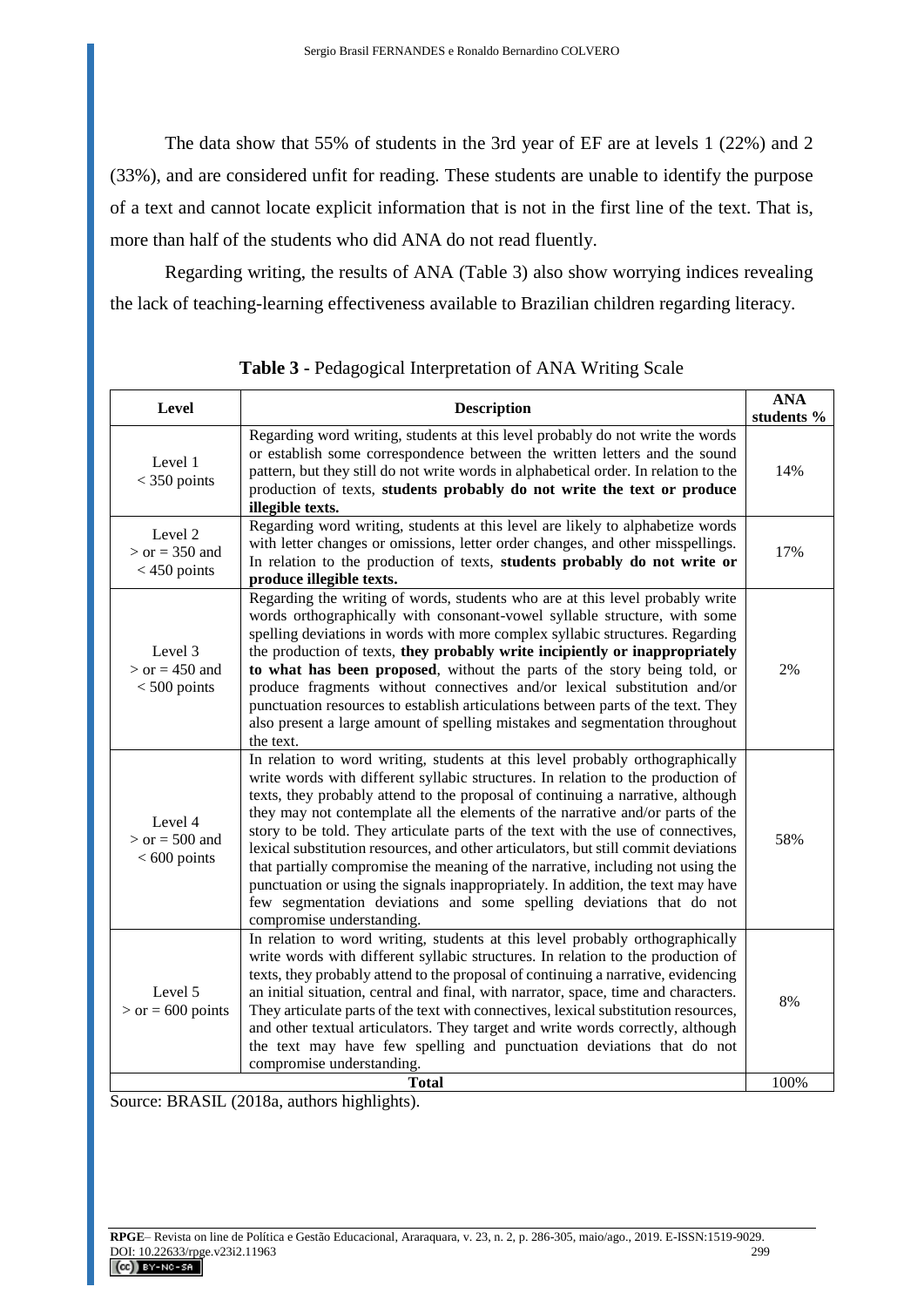The data show that 55% of students in the 3rd year of EF are at levels 1 (22%) and 2 (33%), and are considered unfit for reading. These students are unable to identify the purpose of a text and cannot locate explicit information that is not in the first line of the text. That is, more than half of the students who did ANA do not read fluently.

Regarding writing, the results of ANA (Table 3) also show worrying indices revealing the lack of teaching-learning effectiveness available to Brazilian children regarding literacy.

**Table 3** - Pedagogical Interpretation of ANA Writing Scale

| Level | Description | ANA students % |
|---|---|---|
| Level 1 < 350 points | Regarding word writing, students at this level probably do not write the words or establish some correspondence between the written letters and the sound pattern, but they still do not write words in alphabetical order. In relation to the production of texts, **students probably do not write the text or produce illegible texts.** | 14% |
| Level 2 > or = 350 and < 450 points | Regarding word writing, students at this level are likely to alphabetize words with letter changes or omissions, letter order changes, and other misspellings. In relation to the production of texts, **students probably do not write or produce illegible texts.** | 17% |
| Level 3 > or = 450 and < 500 points | Regarding the writing of words, students who are at this level probably write words orthographically with consonant-vowel syllable structure, with some spelling deviations in words with more complex syllabic structures. Regarding the production of texts, **they probably write incipiently or inappropriately to what has been proposed**, without the parts of the story being told, or produce fragments without connectives and/or lexical substitution and/or punctuation resources to establish articulations between parts of the text. They also present a large amount of spelling mistakes and segmentation throughout the text. | 2% |
| Level 4 > or = 500 and < 600 points | In relation to word writing, students at this level probably orthographically write words with different syllabic structures. In relation to the production of texts, they probably attend to the proposal of continuing a narrative, although they may not contemplate all the elements of the narrative and/or parts of the story to be told. They articulate parts of the text with the use of connectives, lexical substitution resources, and other articulators, but still commit deviations that partially compromise the meaning of the narrative, including not using the punctuation or using the signals inappropriately. In addition, the text may have few segmentation deviations and some spelling deviations that do not compromise understanding. | 58% |
| Level 5 > or = 600 points | In relation to word writing, students at this level probably orthographically write words with different syllabic structures. In relation to the production of texts, they probably attend to the proposal of continuing a narrative, evidencing an initial situation, central and final, with narrator, space, time and characters. They articulate parts of the text with connectives, lexical substitution resources, and other textual articulators. They target and write words correctly, although the text may have few spelling and punctuation deviations that do not compromise understanding. | 8% |
| **Total** | | 100% |

Source: BRASIL (2018a, authors highlights).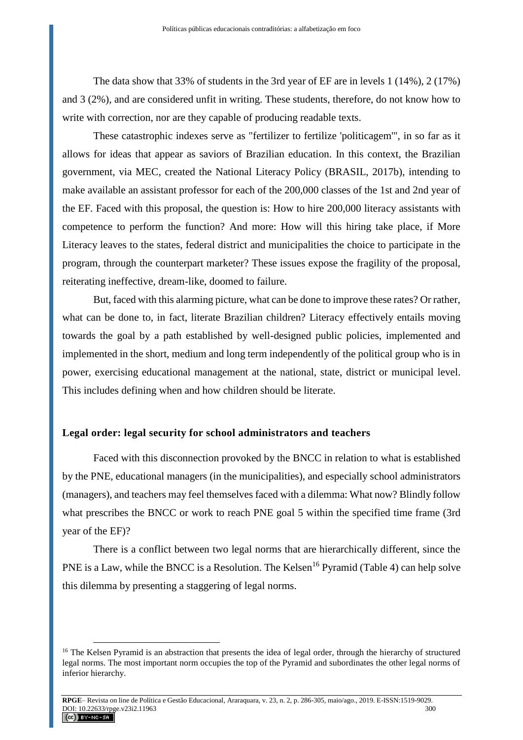The data show that 33% of students in the 3rd year of EF are in levels 1 (14%), 2 (17%) and 3 (2%), and are considered unfit in writing. These students, therefore, do not know how to write with correction, nor are they capable of producing readable texts.

These catastrophic indexes serve as "fertilizer to fertilize 'politicagem'", in so far as it allows for ideas that appear as saviors of Brazilian education. In this context, the Brazilian government, via MEC, created the National Literacy Policy (BRASIL, 2017b), intending to make available an assistant professor for each of the 200,000 classes of the 1st and 2nd year of the EF. Faced with this proposal, the question is: How to hire 200,000 literacy assistants with competence to perform the function? And more: How will this hiring take place, if More Literacy leaves to the states, federal district and municipalities the choice to participate in the program, through the counterpart marketer? These issues expose the fragility of the proposal, reiterating ineffective, dream-like, doomed to failure.

But, faced with this alarming picture, what can be done to improve these rates? Or rather, what can be done to, in fact, literate Brazilian children? Literacy effectively entails moving towards the goal by a path established by well-designed public policies, implemented and implemented in the short, medium and long term independently of the political group who is in power, exercising educational management at the national, state, district or municipal level. This includes defining when and how children should be literate.

## Legal order: legal security for school administrators and teachers

Faced with this disconnection provoked by the BNCC in relation to what is established by the PNE, educational managers (in the municipalities), and especially school administrators (managers), and teachers may feel themselves faced with a dilemma: What now? Blindly follow what prescribes the BNCC or work to reach PNE goal 5 within the specified time frame (3rd year of the EF)?

There is a conflict between two legal norms that are hierarchically different, since the PNE is a Law, while the BNCC is a Resolution. The Kelsen[16] Pyramid (Table 4) can help solve this dilemma by presenting a staggering of legal norms.

[16] The Kelsen Pyramid is an abstraction that presents the idea of legal order, through the hierarchy of structured legal norms. The most important norm occupies the top of the Pyramid and subordinates the other legal norms of inferior hierarchy.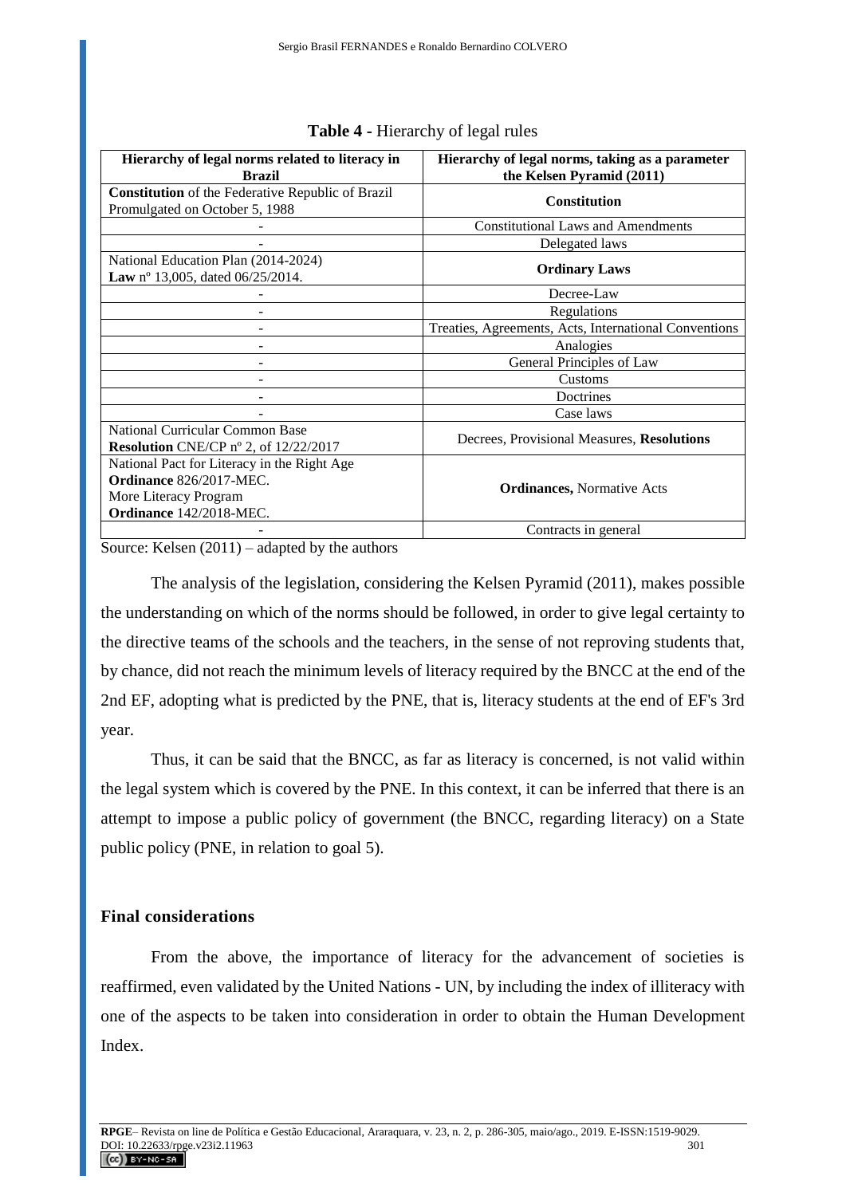**Table 4 -** Hierarchy of legal rules

| Hierarchy of legal norms related to literacy in Brazil | Hierarchy of legal norms, taking as a parameter the Kelsen Pyramid (2011) |
|---|---|
| **Constitution** of the Federative Republic of Brazil Promulgated on October 5, 1988 | **Constitution** |
| - | Constitutional Laws and Amendments |
| - | Delegated laws |
| National Education Plan (2014-2024) **Law** nº 13,005, dated 06/25/2014. | **Ordinary Laws** |
| - | Decree-Law |
| - | Regulations |
| - | Treaties, Agreements, Acts, International Conventions |
| - | Analogies |
| - | General Principles of Law |
| - | Customs |
| - | Doctrines |
| - | Case laws |
| National Curricular Common Base **Resolution** CNE/CP nº 2, of 12/22/2017 | Decrees, Provisional Measures, **Resolutions** |
| National Pact for Literacy in the Right Age **Ordinance** 826/2017-MEC. More Literacy Program **Ordinance** 142/2018-MEC. | **Ordinances,** Normative Acts |
| - | Contracts in general |

Source: Kelsen (2011) – adapted by the authors

The analysis of the legislation, considering the Kelsen Pyramid (2011), makes possible the understanding on which of the norms should be followed, in order to give legal certainty to the directive teams of the schools and the teachers, in the sense of not reproving students that, by chance, did not reach the minimum levels of literacy required by the BNCC at the end of the 2nd EF, adopting what is predicted by the PNE, that is, literacy students at the end of EF's 3rd year.

Thus, it can be said that the BNCC, as far as literacy is concerned, is not valid within the legal system which is covered by the PNE. In this context, it can be inferred that there is an attempt to impose a public policy of government (the BNCC, regarding literacy) on a State public policy (PNE, in relation to goal 5).

## Final considerations

From the above, the importance of literacy for the advancement of societies is reaffirmed, even validated by the United Nations - UN, by including the index of illiteracy with one of the aspects to be taken into consideration in order to obtain the Human Development Index.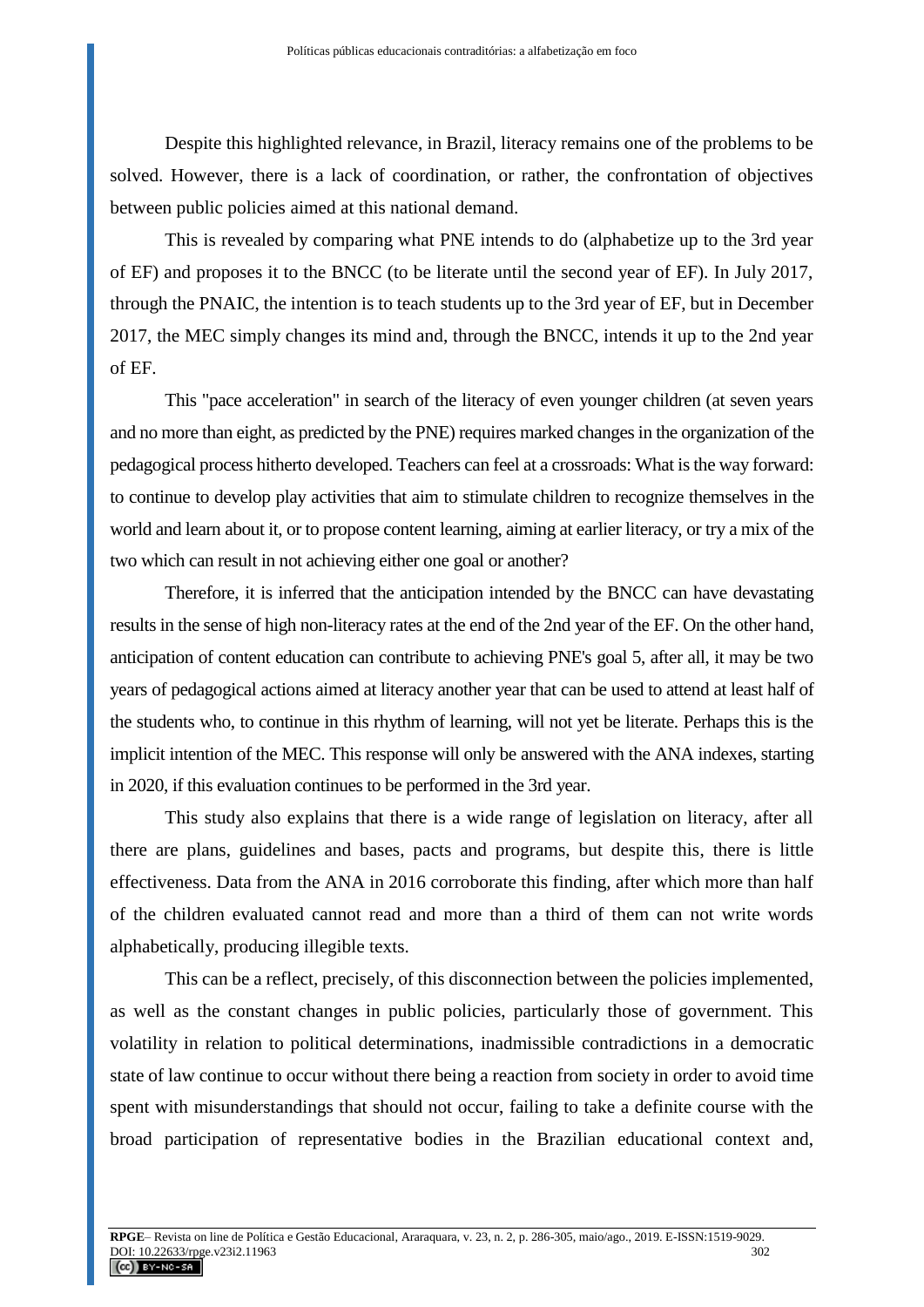Despite this highlighted relevance, in Brazil, literacy remains one of the problems to be solved. However, there is a lack of coordination, or rather, the confrontation of objectives between public policies aimed at this national demand.

This is revealed by comparing what PNE intends to do (alphabetize up to the 3rd year of EF) and proposes it to the BNCC (to be literate until the second year of EF). In July 2017, through the PNAIC, the intention is to teach students up to the 3rd year of EF, but in December 2017, the MEC simply changes its mind and, through the BNCC, intends it up to the 2nd year of EF.

This "pace acceleration" in search of the literacy of even younger children (at seven years and no more than eight, as predicted by the PNE) requires marked changes in the organization of the pedagogical process hitherto developed. Teachers can feel at a crossroads: What is the way forward: to continue to develop play activities that aim to stimulate children to recognize themselves in the world and learn about it, or to propose content learning, aiming at earlier literacy, or try a mix of the two which can result in not achieving either one goal or another?

Therefore, it is inferred that the anticipation intended by the BNCC can have devastating results in the sense of high non-literacy rates at the end of the 2nd year of the EF. On the other hand, anticipation of content education can contribute to achieving PNE's goal 5, after all, it may be two years of pedagogical actions aimed at literacy another year that can be used to attend at least half of the students who, to continue in this rhythm of learning, will not yet be literate. Perhaps this is the implicit intention of the MEC. This response will only be answered with the ANA indexes, starting in 2020, if this evaluation continues to be performed in the 3rd year.

This study also explains that there is a wide range of legislation on literacy, after all there are plans, guidelines and bases, pacts and programs, but despite this, there is little effectiveness. Data from the ANA in 2016 corroborate this finding, after which more than half of the children evaluated cannot read and more than a third of them can not write words alphabetically, producing illegible texts.

This can be a reflect, precisely, of this disconnection between the policies implemented, as well as the constant changes in public policies, particularly those of government. This volatility in relation to political determinations, inadmissible contradictions in a democratic state of law continue to occur without there being a reaction from society in order to avoid time spent with misunderstandings that should not occur, failing to take a definite course with the broad participation of representative bodies in the Brazilian educational context and,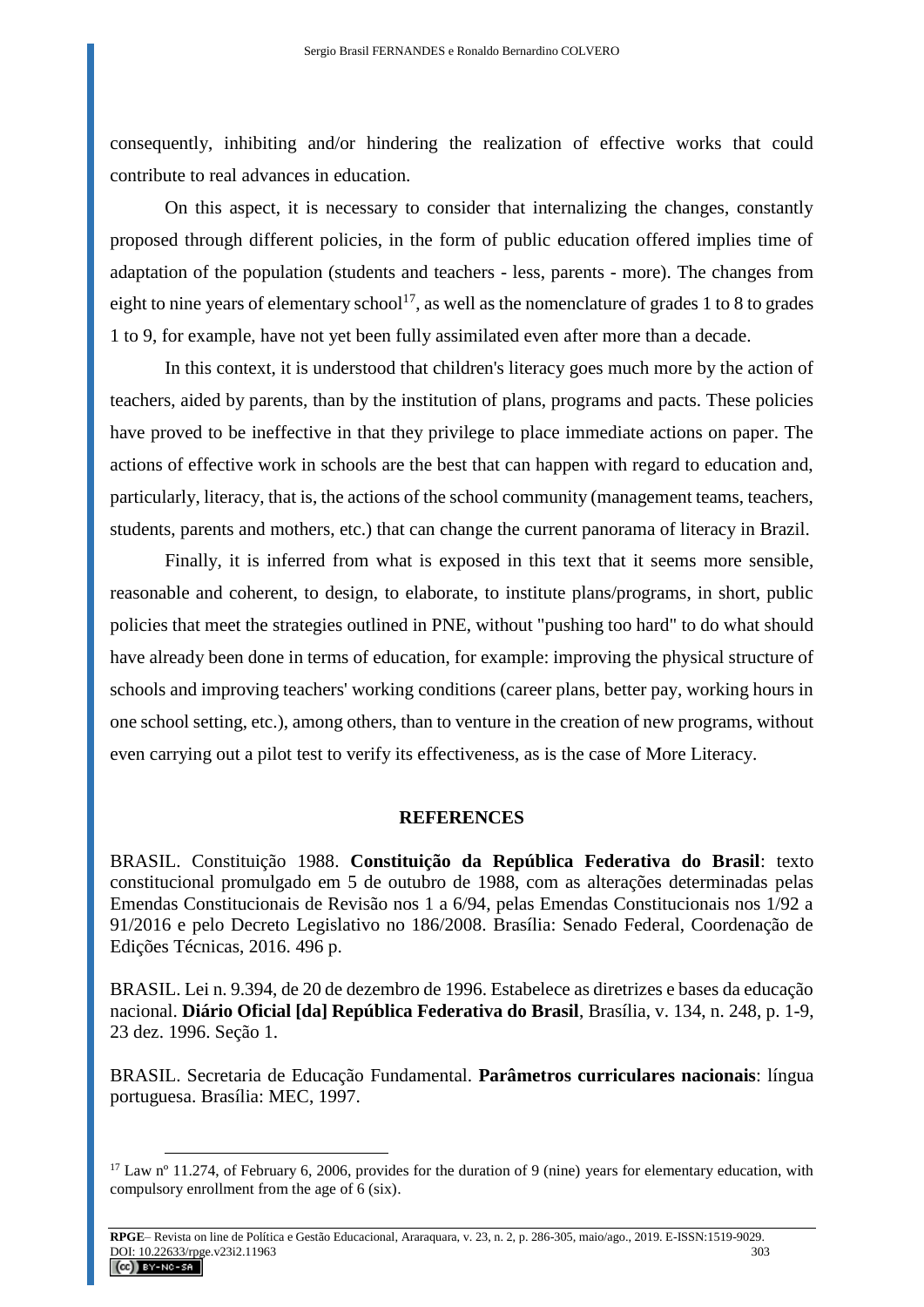consequently, inhibiting and/or hindering the realization of effective works that could contribute to real advances in education.

On this aspect, it is necessary to consider that internalizing the changes, constantly proposed through different policies, in the form of public education offered implies time of adaptation of the population (students and teachers - less, parents - more). The changes from eight to nine years of elementary school[17], as well as the nomenclature of grades 1 to 8 to grades 1 to 9, for example, have not yet been fully assimilated even after more than a decade.

In this context, it is understood that children's literacy goes much more by the action of teachers, aided by parents, than by the institution of plans, programs and pacts. These policies have proved to be ineffective in that they privilege to place immediate actions on paper. The actions of effective work in schools are the best that can happen with regard to education and, particularly, literacy, that is, the actions of the school community (management teams, teachers, students, parents and mothers, etc.) that can change the current panorama of literacy in Brazil.

Finally, it is inferred from what is exposed in this text that it seems more sensible, reasonable and coherent, to design, to elaborate, to institute plans/programs, in short, public policies that meet the strategies outlined in PNE, without "pushing too hard" to do what should have already been done in terms of education, for example: improving the physical structure of schools and improving teachers' working conditions (career plans, better pay, working hours in one school setting, etc.), among others, than to venture in the creation of new programs, without even carrying out a pilot test to verify its effectiveness, as is the case of More Literacy.

## REFERENCES

BRASIL. Constituição 1988. **Constituição da República Federativa do Brasil**: texto constitucional promulgado em 5 de outubro de 1988, com as alterações determinadas pelas Emendas Constitucionais de Revisão nos 1 a 6/94, pelas Emendas Constitucionais nos 1/92 a 91/2016 e pelo Decreto Legislativo no 186/2008. Brasília: Senado Federal, Coordenação de Edições Técnicas, 2016. 496 p.

BRASIL. Lei n. 9.394, de 20 de dezembro de 1996. Estabelece as diretrizes e bases da educação nacional. **Diário Oficial [da] República Federativa do Brasil**, Brasília, v. 134, n. 248, p. 1-9, 23 dez. 1996. Seção 1.

BRASIL. Secretaria de Educação Fundamental. **Parâmetros curriculares nacionais**: língua portuguesa. Brasília: MEC, 1997.

[17] Law nº 11.274, of February 6, 2006, provides for the duration of 9 (nine) years for elementary education, with compulsory enrollment from the age of 6 (six).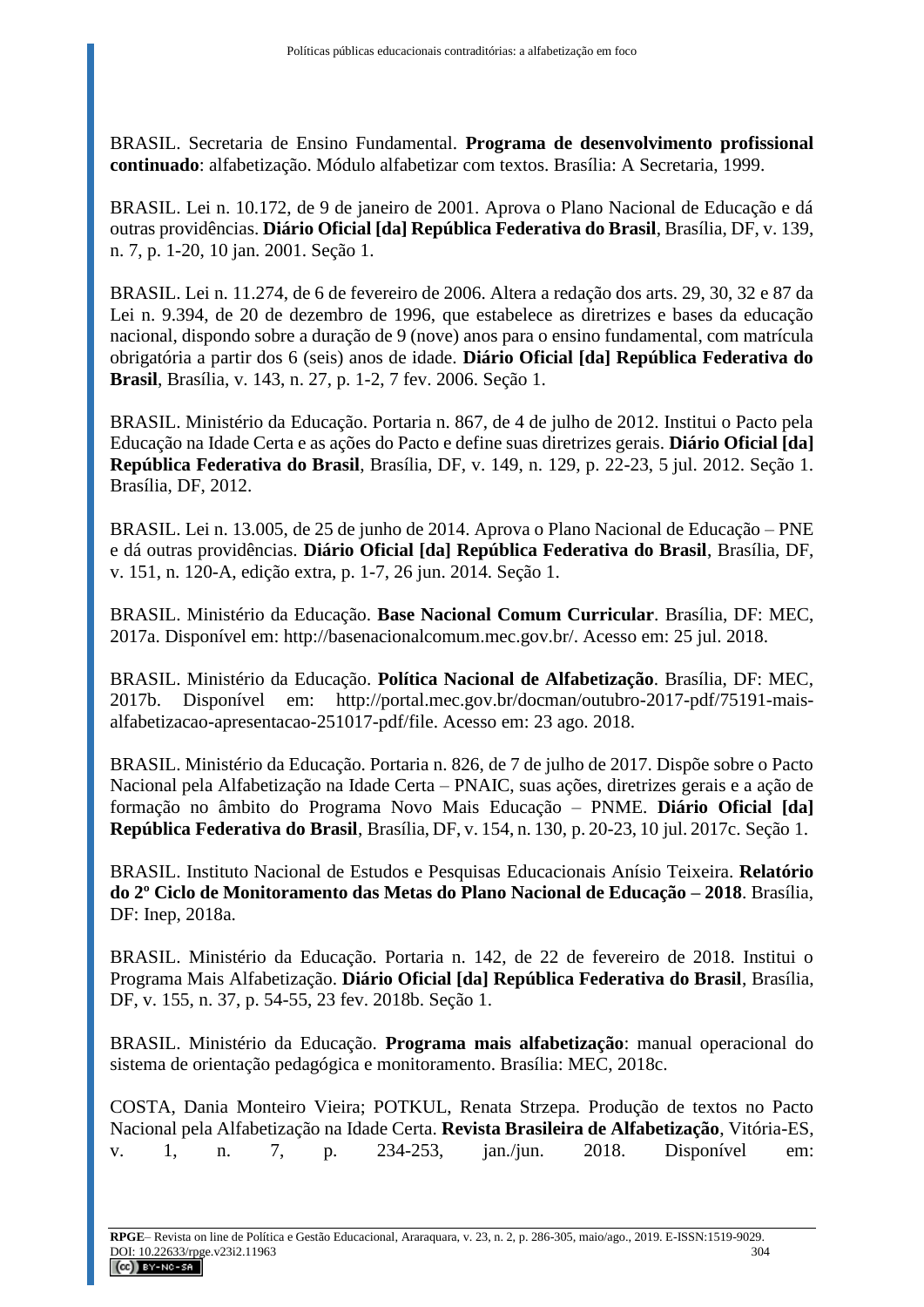BRASIL. Secretaria de Ensino Fundamental. **Programa de desenvolvimento profissional continuado**: alfabetização. Módulo alfabetizar com textos. Brasília: A Secretaria, 1999.

BRASIL. Lei n. 10.172, de 9 de janeiro de 2001. Aprova o Plano Nacional de Educação e dá outras providências. **Diário Oficial [da] República Federativa do Brasil**, Brasília, DF, v. 139, n. 7, p. 1-20, 10 jan. 2001. Seção 1.

BRASIL. Lei n. 11.274, de 6 de fevereiro de 2006. Altera a redação dos arts. 29, 30, 32 e 87 da Lei n. 9.394, de 20 de dezembro de 1996, que estabelece as diretrizes e bases da educação nacional, dispondo sobre a duração de 9 (nove) anos para o ensino fundamental, com matrícula obrigatória a partir dos 6 (seis) anos de idade. **Diário Oficial [da] República Federativa do Brasil**, Brasília, v. 143, n. 27, p. 1-2, 7 fev. 2006. Seção 1.

BRASIL. Ministério da Educação. Portaria n. 867, de 4 de julho de 2012. Institui o Pacto pela Educação na Idade Certa e as ações do Pacto e define suas diretrizes gerais. **Diário Oficial [da] República Federativa do Brasil**, Brasília, DF, v. 149, n. 129, p. 22-23, 5 jul. 2012. Seção 1. Brasília, DF, 2012.

BRASIL. Lei n. 13.005, de 25 de junho de 2014. Aprova o Plano Nacional de Educação – PNE e dá outras providências. **Diário Oficial [da] República Federativa do Brasil**, Brasília, DF, v. 151, n. 120-A, edição extra, p. 1-7, 26 jun. 2014. Seção 1.

BRASIL. Ministério da Educação. **Base Nacional Comum Curricular**. Brasília, DF: MEC, 2017a. Disponível em: http://basenacionalcomum.mec.gov.br/. Acesso em: 25 jul. 2018.

BRASIL. Ministério da Educação. **Política Nacional de Alfabetização**. Brasília, DF: MEC, 2017b. Disponível em: http://portal.mec.gov.br/docman/outubro-2017-pdf/75191-mais-alfabetizacao-apresentacao-251017-pdf/file. Acesso em: 23 ago. 2018.

BRASIL. Ministério da Educação. Portaria n. 826, de 7 de julho de 2017. Dispõe sobre o Pacto Nacional pela Alfabetização na Idade Certa – PNAIC, suas ações, diretrizes gerais e a ação de formação no âmbito do Programa Novo Mais Educação – PNME. **Diário Oficial [da] República Federativa do Brasil**, Brasília, DF, v. 154, n. 130, p. 20-23, 10 jul. 2017c. Seção 1.

BRASIL. Instituto Nacional de Estudos e Pesquisas Educacionais Anísio Teixeira. **Relatório do 2º Ciclo de Monitoramento das Metas do Plano Nacional de Educação – 2018**. Brasília, DF: Inep, 2018a.

BRASIL. Ministério da Educação. Portaria n. 142, de 22 de fevereiro de 2018. Institui o Programa Mais Alfabetização. **Diário Oficial [da] República Federativa do Brasil**, Brasília, DF, v. 155, n. 37, p. 54-55, 23 fev. 2018b. Seção 1.

BRASIL. Ministério da Educação. **Programa mais alfabetização**: manual operacional do sistema de orientação pedagógica e monitoramento. Brasília: MEC, 2018c.

COSTA, Dania Monteiro Vieira; POTKUL, Renata Strzepa. Produção de textos no Pacto Nacional pela Alfabetização na Idade Certa. **Revista Brasileira de Alfabetização**, Vitória-ES, v. 1, n. 7, p. 234-253, jan./jun. 2018. Disponível em: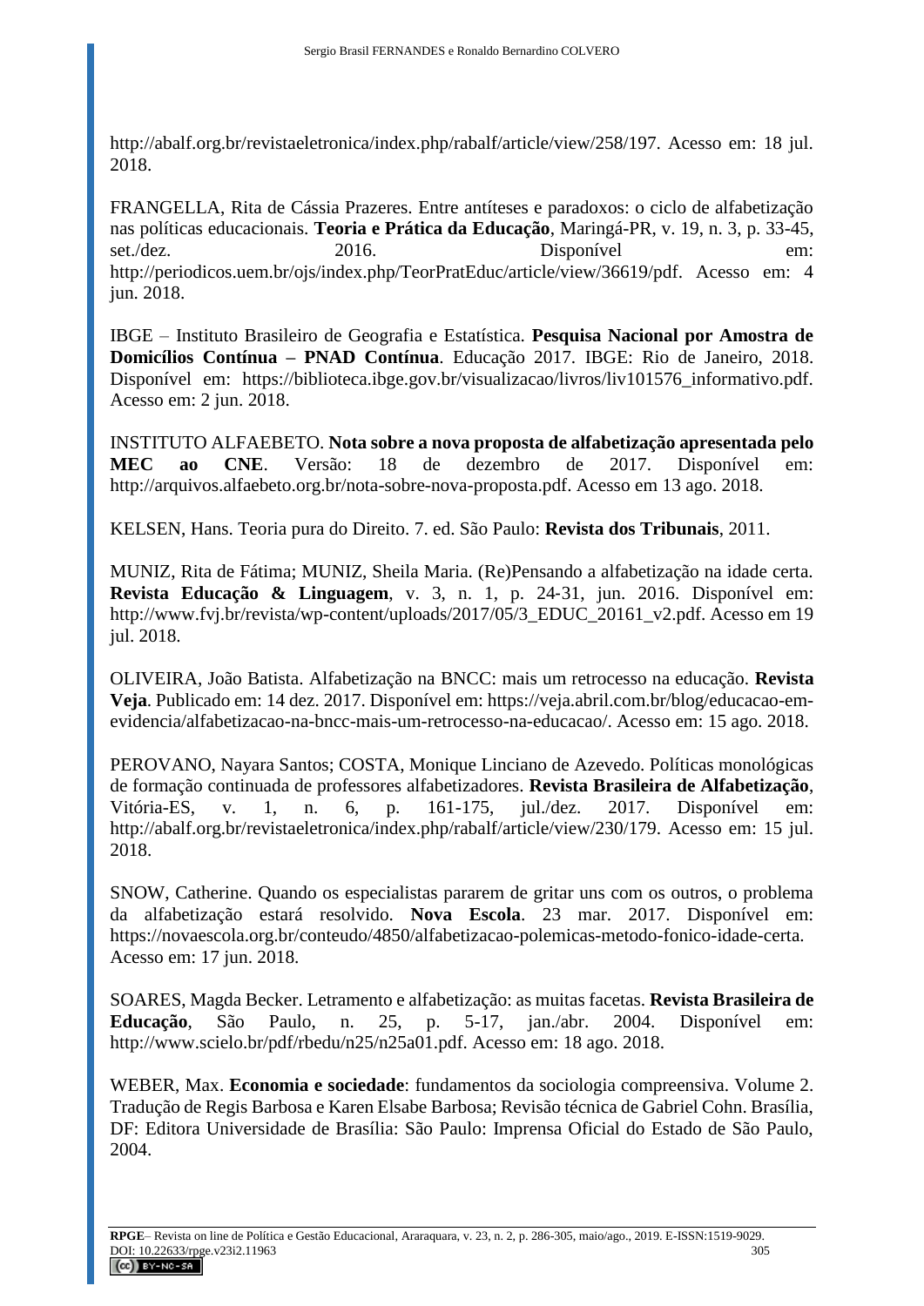http://abalf.org.br/revistaeletronica/index.php/rabalf/article/view/258/197. Acesso em: 18 jul. 2018.

FRANGELLA, Rita de Cássia Prazeres. Entre antíteses e paradoxos: o ciclo de alfabetização nas políticas educacionais. **Teoria e Prática da Educação**, Maringá-PR, v. 19, n. 3, p. 33-45, set./dez. 2016. Disponível em: http://periodicos.uem.br/ojs/index.php/TeorPratEduc/article/view/36619/pdf. Acesso em: 4 jun. 2018.

IBGE – Instituto Brasileiro de Geografia e Estatística. **Pesquisa Nacional por Amostra de Domicílios Contínua – PNAD Contínua**. Educação 2017. IBGE: Rio de Janeiro, 2018. Disponível em: https://biblioteca.ibge.gov.br/visualizacao/livros/liv101576_informativo.pdf. Acesso em: 2 jun. 2018.

INSTITUTO ALFAEBETO. **Nota sobre a nova proposta de alfabetização apresentada pelo MEC ao CNE**. Versão: 18 de dezembro de 2017. Disponível em: http://arquivos.alfaebeto.org.br/nota-sobre-nova-proposta.pdf. Acesso em 13 ago. 2018.

KELSEN, Hans. Teoria pura do Direito. 7. ed. São Paulo: **Revista dos Tribunais**, 2011.

MUNIZ, Rita de Fátima; MUNIZ, Sheila Maria. (Re)Pensando a alfabetização na idade certa. **Revista Educação & Linguagem**, v. 3, n. 1, p. 24-31, jun. 2016. Disponível em: http://www.fvj.br/revista/wp-content/uploads/2017/05/3_EDUC_20161_v2.pdf. Acesso em 19 jul. 2018.

OLIVEIRA, João Batista. Alfabetização na BNCC: mais um retrocesso na educação. **Revista Veja**. Publicado em: 14 dez. 2017. Disponível em: https://veja.abril.com.br/blog/educacao-em-evidencia/alfabetizacao-na-bncc-mais-um-retrocesso-na-educacao/. Acesso em: 15 ago. 2018.

PEROVANO, Nayara Santos; COSTA, Monique Linciano de Azevedo. Políticas monológicas de formação continuada de professores alfabetizadores. **Revista Brasileira de Alfabetização**, Vitória-ES, v. 1, n. 6, p. 161-175, jul./dez. 2017. Disponível em: http://abalf.org.br/revistaeletronica/index.php/rabalf/article/view/230/179. Acesso em: 15 jul. 2018.

SNOW, Catherine. Quando os especialistas pararem de gritar uns com os outros, o problema da alfabetização estará resolvido. **Nova Escola**. 23 mar. 2017. Disponível em: https://novaescola.org.br/conteudo/4850/alfabetizacao-polemicas-metodo-fonico-idade-certa. Acesso em: 17 jun. 2018.

SOARES, Magda Becker. Letramento e alfabetização: as muitas facetas. **Revista Brasileira de Educação**, São Paulo, n. 25, p. 5-17, jan./abr. 2004. Disponível em: http://www.scielo.br/pdf/rbedu/n25/n25a01.pdf. Acesso em: 18 ago. 2018.

WEBER, Max. **Economia e sociedade**: fundamentos da sociologia compreensiva. Volume 2. Tradução de Regis Barbosa e Karen Elsabe Barbosa; Revisão técnica de Gabriel Cohn. Brasília, DF: Editora Universidade de Brasília: São Paulo: Imprensa Oficial do Estado de São Paulo, 2004.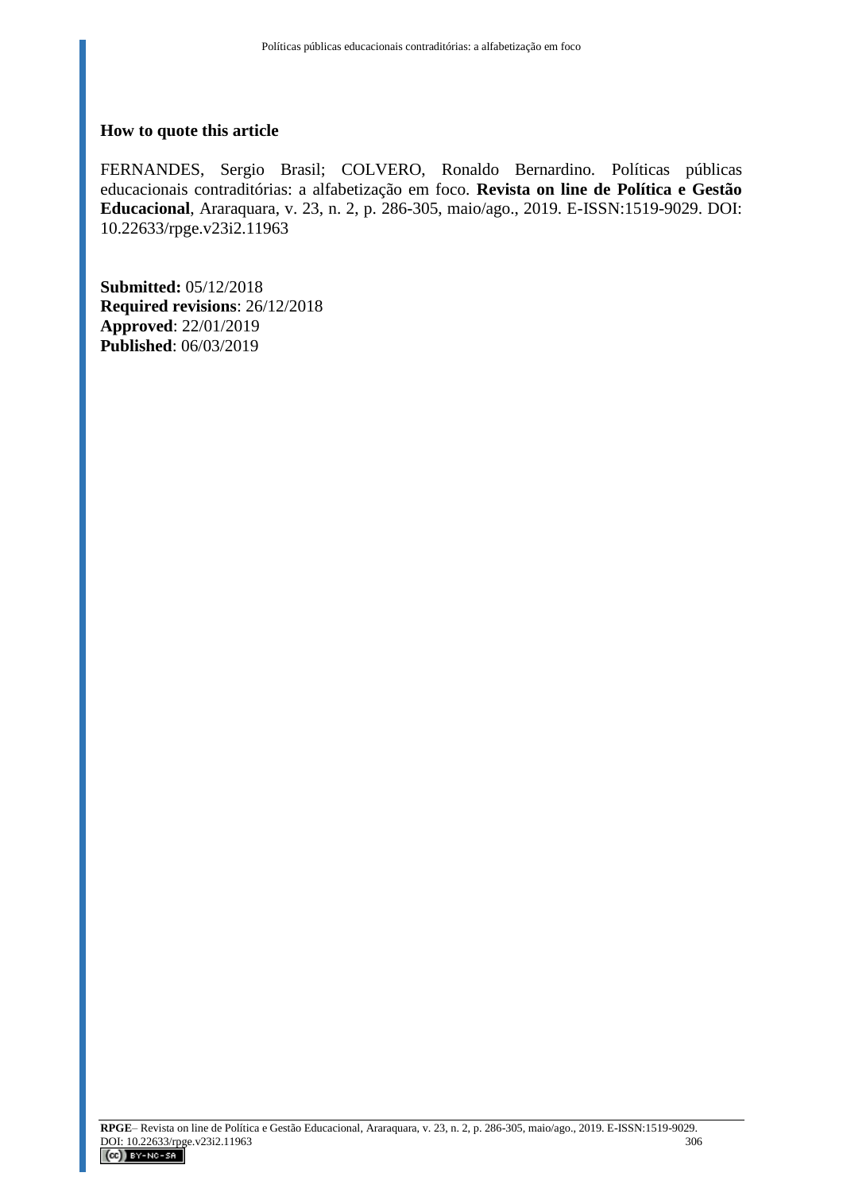**How to quote this article**

FERNANDES, Sergio Brasil; COLVERO, Ronaldo Bernardino. Políticas públicas educacionais contraditórias: a alfabetização em foco. **Revista on line de Política e Gestão Educacional**, Araraquara, v. 23, n. 2, p. 286-305, maio/ago., 2019. E-ISSN:1519-9029. DOI: 10.22633/rpge.v23i2.11963

**Submitted:** 05/12/2018
**Required revisions**: 26/12/2018
**Approved**: 22/01/2019
**Published**: 06/03/2019